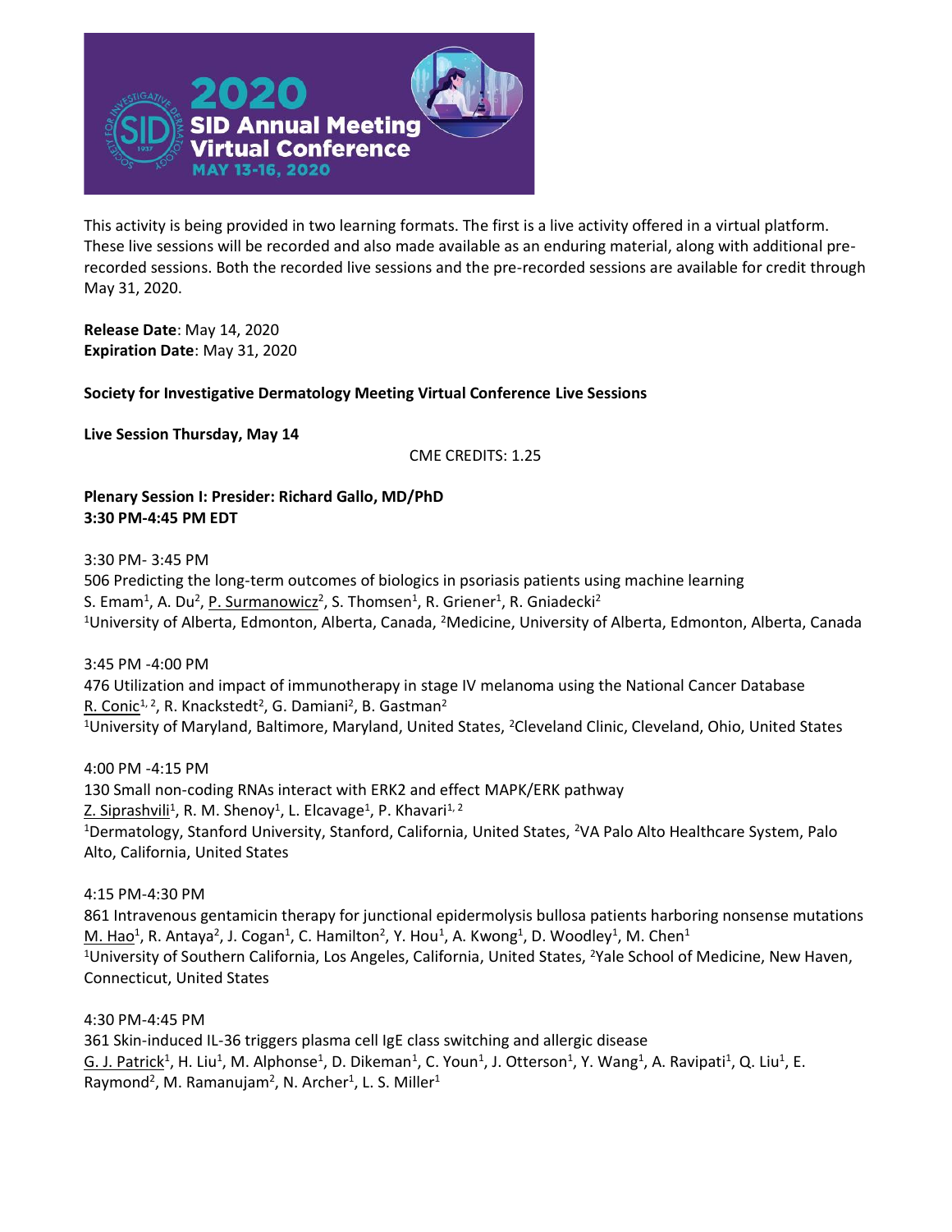This activity is being provided in two learning formats. The first is a live activity offered in a virtual platform. These live sessions will be recorded and also made available as an enduring material, along with additional pre-recorded sessions. Both the recorded live sessions and the pre-recorded sessions are available for credit through May 31, 2020.

**Release Date**: May 14, 2020
**Expiration Date**: May 31, 2020

**Society for Investigative Dermatology Meeting Virtual Conference Live Sessions**

**Live Session Thursday, May 14**

CME CREDITS: 1.25

**Plenary Session I: Presider: Richard Gallo, MD/PhD**
**3:30 PM-4:45 PM EDT**

3:30 PM- 3:45 PM
506 Predicting the long-term outcomes of biologics in psoriasis patients using machine learning
S. Emam[1], A. Du[2], P. Surmanowicz[2], S. Thomsen[1], R. Griener[1], R. Gniadecki[2]
[1]University of Alberta, Edmonton, Alberta, Canada, [2]Medicine, University of Alberta, Edmonton, Alberta, Canada

3:45 PM -4:00 PM
476 Utilization and impact of immunotherapy in stage IV melanoma using the National Cancer Database
R. Conic[1, 2], R. Knackstedt[2], G. Damiani[2], B. Gastman[2]
[1]University of Maryland, Baltimore, Maryland, United States, [2]Cleveland Clinic, Cleveland, Ohio, United States

4:00 PM -4:15 PM
130 Small non-coding RNAs interact with ERK2 and effect MAPK/ERK pathway
Z. Siprashvili[1], R. M. Shenoy[1], L. Elcavage[1], P. Khavari[1, 2]
[1]Dermatology, Stanford University, Stanford, California, United States, [2]VA Palo Alto Healthcare System, Palo Alto, California, United States

4:15 PM-4:30 PM
861 Intravenous gentamicin therapy for junctional epidermolysis bullosa patients harboring nonsense mutations
M. Hao[1], R. Antaya[2], J. Cogan[1], C. Hamilton[2], Y. Hou[1], A. Kwong[1], D. Woodley[1], M. Chen[1]
[1]University of Southern California, Los Angeles, California, United States, [2]Yale School of Medicine, New Haven, Connecticut, United States

4:30 PM-4:45 PM
361 Skin-induced IL-36 triggers plasma cell IgE class switching and allergic disease
G. J. Patrick[1], H. Liu[1], M. Alphonse[1], D. Dikeman[1], C. Youn[1], J. Otterson[1], Y. Wang[1], A. Ravipati[1], Q. Liu[1], E. Raymond[2], M. Ramanujam[2], N. Archer[1], L. S. Miller[1]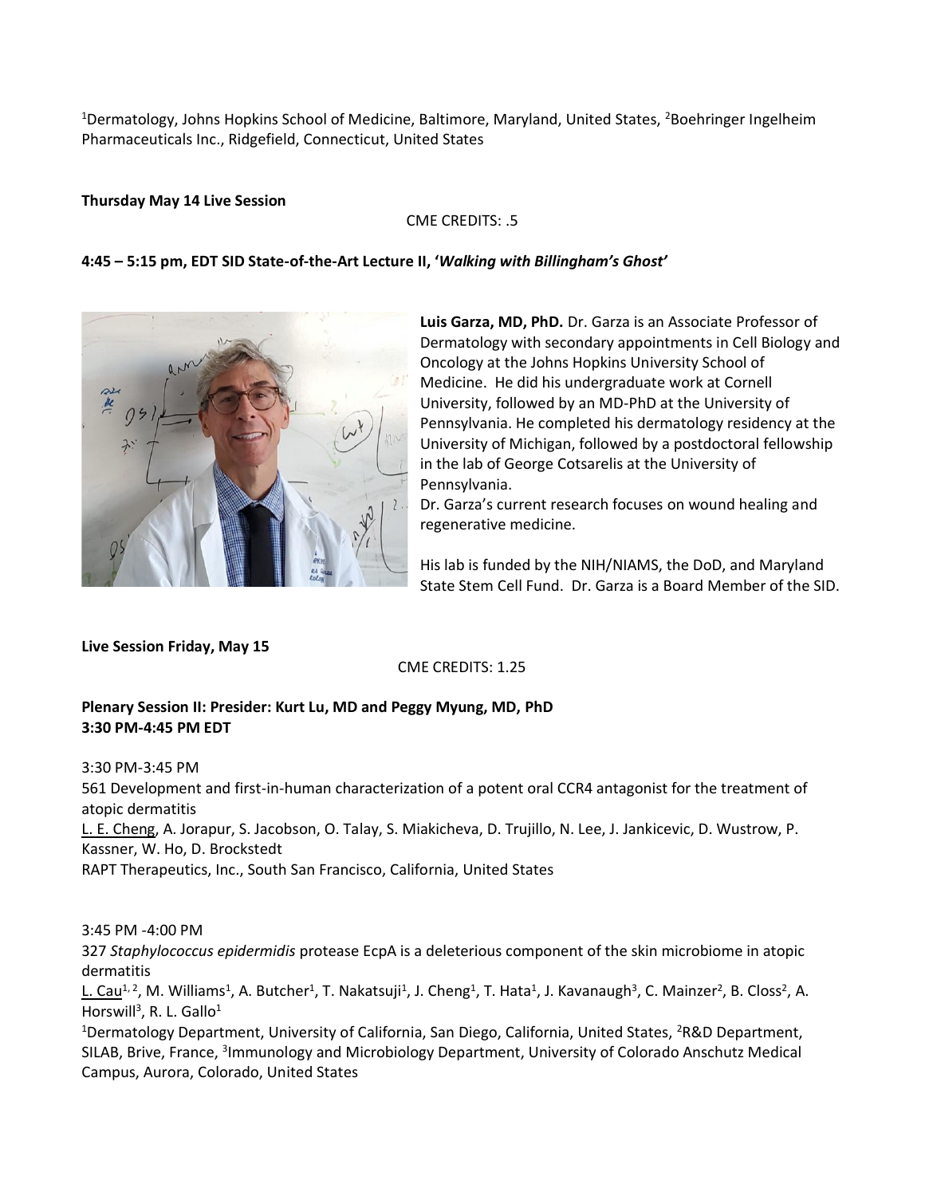[1]Dermatology, Johns Hopkins School of Medicine, Baltimore, Maryland, United States, [2]Boehringer Ingelheim Pharmaceuticals Inc., Ridgefield, Connecticut, United States

**Thursday May 14 Live Session**

CME CREDITS: .5

**4:45 – 5:15 pm, EDT SID State-of-the-Art Lecture II, '*Walking with Billingham's Ghost*'**

**Luis Garza, MD, PhD.** Dr. Garza is an Associate Professor of Dermatology with secondary appointments in Cell Biology and Oncology at the Johns Hopkins University School of Medicine. He did his undergraduate work at Cornell University, followed by an MD-PhD at the University of Pennsylvania. He completed his dermatology residency at the University of Michigan, followed by a postdoctoral fellowship in the lab of George Cotsarelis at the University of Pennsylvania.
Dr. Garza's current research focuses on wound healing and regenerative medicine.

His lab is funded by the NIH/NIAMS, the DoD, and Maryland State Stem Cell Fund. Dr. Garza is a Board Member of the SID.

**Live Session Friday, May 15**

CME CREDITS: 1.25

**Plenary Session II: Presider: Kurt Lu, MD and Peggy Myung, MD, PhD**
**3:30 PM-4:45 PM EDT**

3:30 PM-3:45 PM
561 Development and first-in-human characterization of a potent oral CCR4 antagonist for the treatment of atopic dermatitis
L. E. Cheng, A. Jorapur, S. Jacobson, O. Talay, S. Miakicheva, D. Trujillo, N. Lee, J. Jankicevic, D. Wustrow, P. Kassner, W. Ho, D. Brockstedt
RAPT Therapeutics, Inc., South San Francisco, California, United States

3:45 PM -4:00 PM
327 *Staphylococcus epidermidis* protease EcpA is a deleterious component of the skin microbiome in atopic dermatitis
L. Cau[1, 2], M. Williams[1], A. Butcher[1], T. Nakatsuji[1], J. Cheng[1], T. Hata[1], J. Kavanaugh[3], C. Mainzer[2], B. Closs[2], A. Horswill[3], R. L. Gallo[1]
[1]Dermatology Department, University of California, San Diego, California, United States, [2]R&D Department, SILAB, Brive, France, [3]Immunology and Microbiology Department, University of Colorado Anschutz Medical Campus, Aurora, Colorado, United States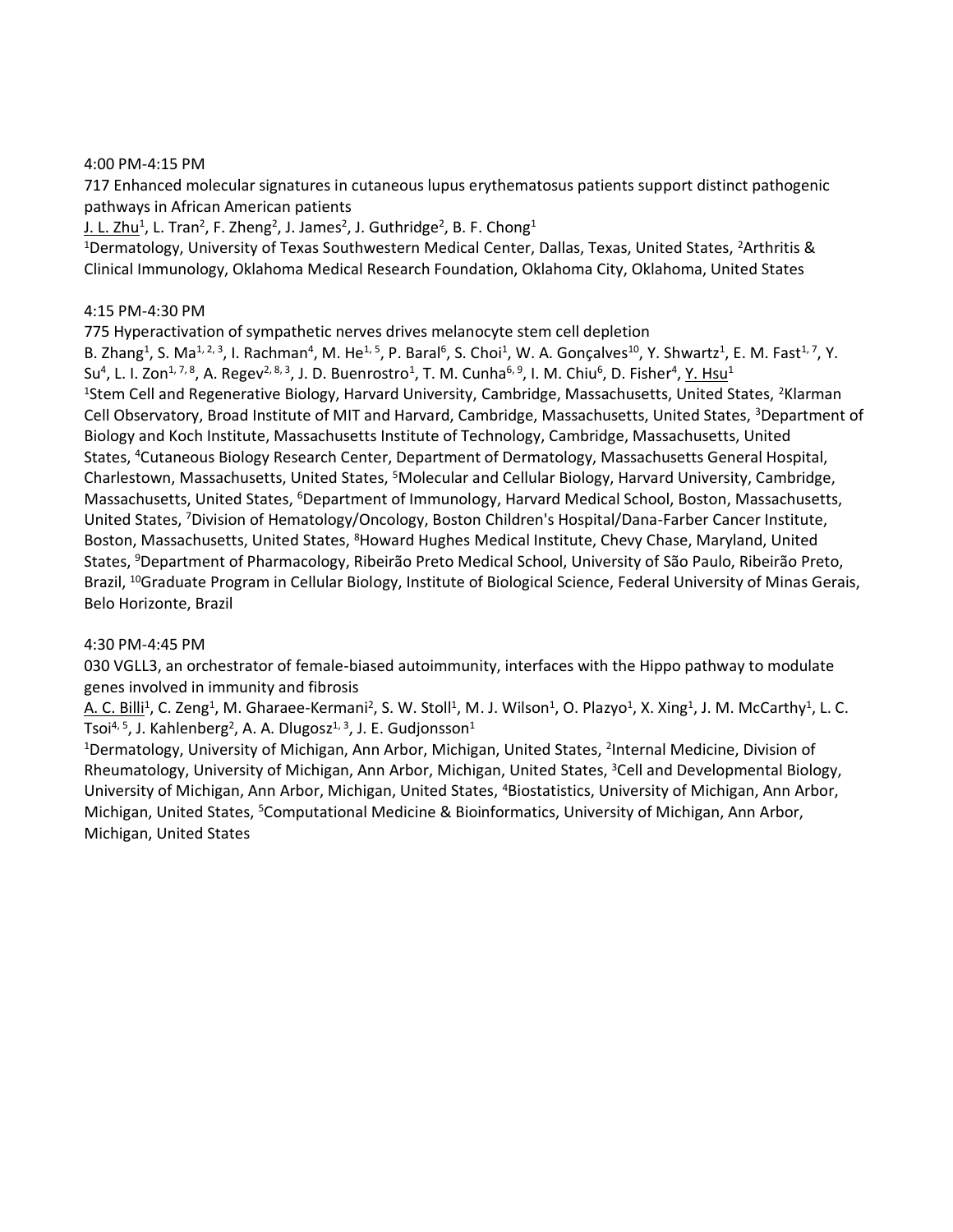4:00 PM-4:15 PM

717 Enhanced molecular signatures in cutaneous lupus erythematosus patients support distinct pathogenic pathways in African American patients

J. L. Zhu[1], L. Tran[2], F. Zheng[2], J. James[2], J. Guthridge[2], B. F. Chong[1]

[1]Dermatology, University of Texas Southwestern Medical Center, Dallas, Texas, United States, [2]Arthritis & Clinical Immunology, Oklahoma Medical Research Foundation, Oklahoma City, Oklahoma, United States

4:15 PM-4:30 PM

775 Hyperactivation of sympathetic nerves drives melanocyte stem cell depletion

B. Zhang[1], S. Ma[1, 2, 3], I. Rachman[4], M. He[1, 5], P. Baral[6], S. Choi[1], W. A. Gonçalves[10], Y. Shwartz[1], E. M. Fast[1, 7], Y. Su[4], L. I. Zon[1, 7, 8], A. Regev[2, 8, 3], J. D. Buenrostro[1], T. M. Cunha[6, 9], I. M. Chiu[6], D. Fisher[4], Y. Hsu[1]

[1]Stem Cell and Regenerative Biology, Harvard University, Cambridge, Massachusetts, United States, [2]Klarman Cell Observatory, Broad Institute of MIT and Harvard, Cambridge, Massachusetts, United States, [3]Department of Biology and Koch Institute, Massachusetts Institute of Technology, Cambridge, Massachusetts, United States, [4]Cutaneous Biology Research Center, Department of Dermatology, Massachusetts General Hospital, Charlestown, Massachusetts, United States, [5]Molecular and Cellular Biology, Harvard University, Cambridge, Massachusetts, United States, [6]Department of Immunology, Harvard Medical School, Boston, Massachusetts, United States, [7]Division of Hematology/Oncology, Boston Children's Hospital/Dana-Farber Cancer Institute, Boston, Massachusetts, United States, [8]Howard Hughes Medical Institute, Chevy Chase, Maryland, United States, [9]Department of Pharmacology, Ribeirão Preto Medical School, University of São Paulo, Ribeirão Preto, Brazil, [10]Graduate Program in Cellular Biology, Institute of Biological Science, Federal University of Minas Gerais, Belo Horizonte, Brazil

4:30 PM-4:45 PM

030 VGLL3, an orchestrator of female-biased autoimmunity, interfaces with the Hippo pathway to modulate genes involved in immunity and fibrosis

A. C. Billi[1], C. Zeng[1], M. Gharaee-Kermani[2], S. W. Stoll[1], M. J. Wilson[1], O. Plazyo[1], X. Xing[1], J. M. McCarthy[1], L. C. Tsoi[4, 5], J. Kahlenberg[2], A. A. Dlugosz[1, 3], J. E. Gudjonsson[1]

[1]Dermatology, University of Michigan, Ann Arbor, Michigan, United States, [2]Internal Medicine, Division of Rheumatology, University of Michigan, Ann Arbor, Michigan, United States, [3]Cell and Developmental Biology, University of Michigan, Ann Arbor, Michigan, United States, [4]Biostatistics, University of Michigan, Ann Arbor, Michigan, United States, [5]Computational Medicine & Bioinformatics, University of Michigan, Ann Arbor, Michigan, United States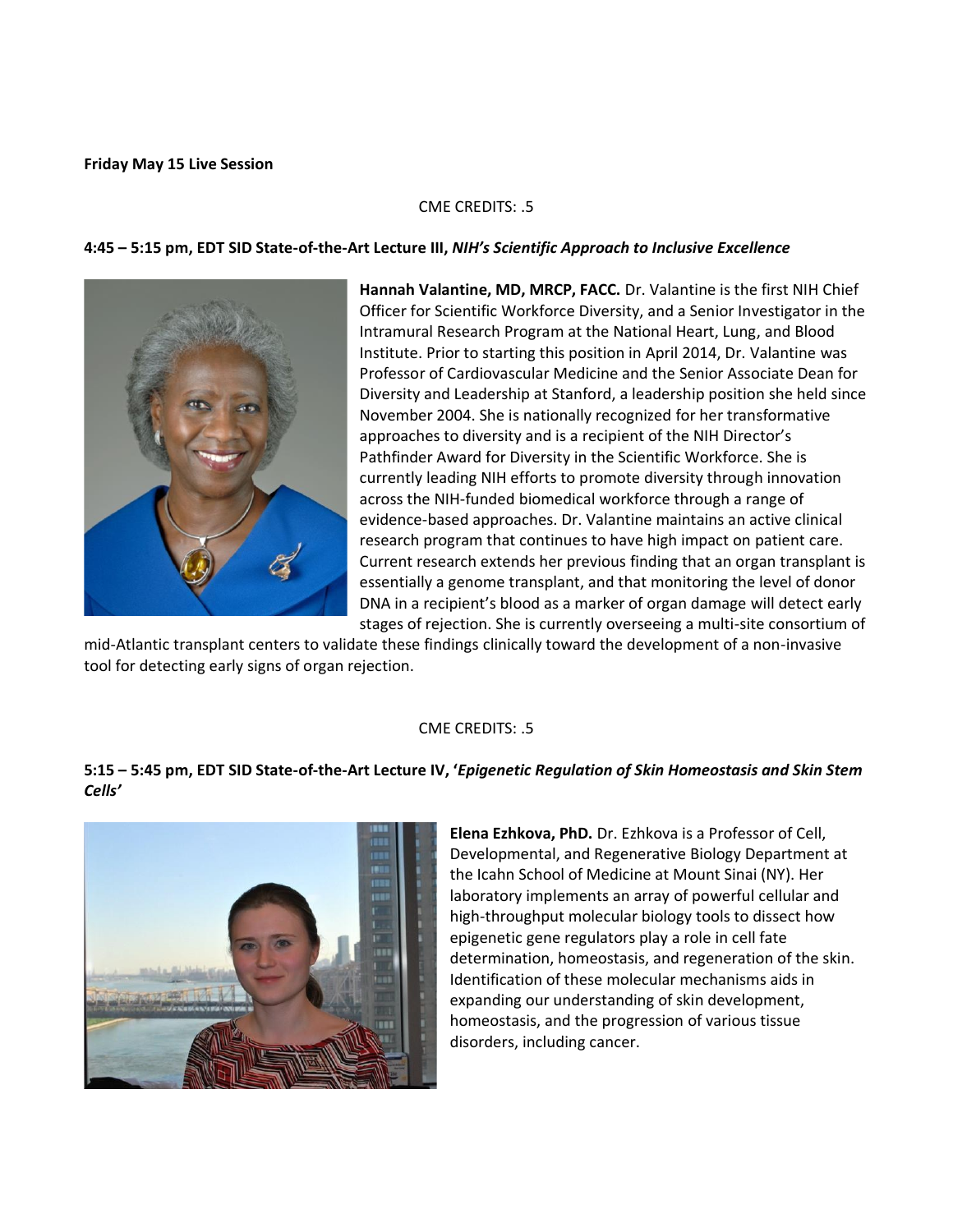**Friday May 15 Live Session**

CME CREDITS: .5

**4:45 – 5:15 pm, EDT SID State-of-the-Art Lecture III,** ***NIH's Scientific Approach to Inclusive Excellence***

**Hannah Valantine, MD, MRCP, FACC.** Dr. Valantine is the first NIH Chief Officer for Scientific Workforce Diversity, and a Senior Investigator in the Intramural Research Program at the National Heart, Lung, and Blood Institute. Prior to starting this position in April 2014, Dr. Valantine was Professor of Cardiovascular Medicine and the Senior Associate Dean for Diversity and Leadership at Stanford, a leadership position she held since November 2004. She is nationally recognized for her transformative approaches to diversity and is a recipient of the NIH Director's Pathfinder Award for Diversity in the Scientific Workforce. She is currently leading NIH efforts to promote diversity through innovation across the NIH-funded biomedical workforce through a range of evidence-based approaches. Dr. Valantine maintains an active clinical research program that continues to have high impact on patient care. Current research extends her previous finding that an organ transplant is essentially a genome transplant, and that monitoring the level of donor DNA in a recipient's blood as a marker of organ damage will detect early stages of rejection. She is currently overseeing a multi-site consortium of mid-Atlantic transplant centers to validate these findings clinically toward the development of a non-invasive tool for detecting early signs of organ rejection.

CME CREDITS: .5

**5:15 – 5:45 pm, EDT SID State-of-the-Art Lecture IV, '*Epigenetic Regulation of Skin Homeostasis and Skin Stem Cells'***

**Elena Ezhkova, PhD.** Dr. Ezhkova is a Professor of Cell, Developmental, and Regenerative Biology Department at the Icahn School of Medicine at Mount Sinai (NY). Her laboratory implements an array of powerful cellular and high-throughput molecular biology tools to dissect how epigenetic gene regulators play a role in cell fate determination, homeostasis, and regeneration of the skin. Identification of these molecular mechanisms aids in expanding our understanding of skin development, homeostasis, and the progression of various tissue disorders, including cancer.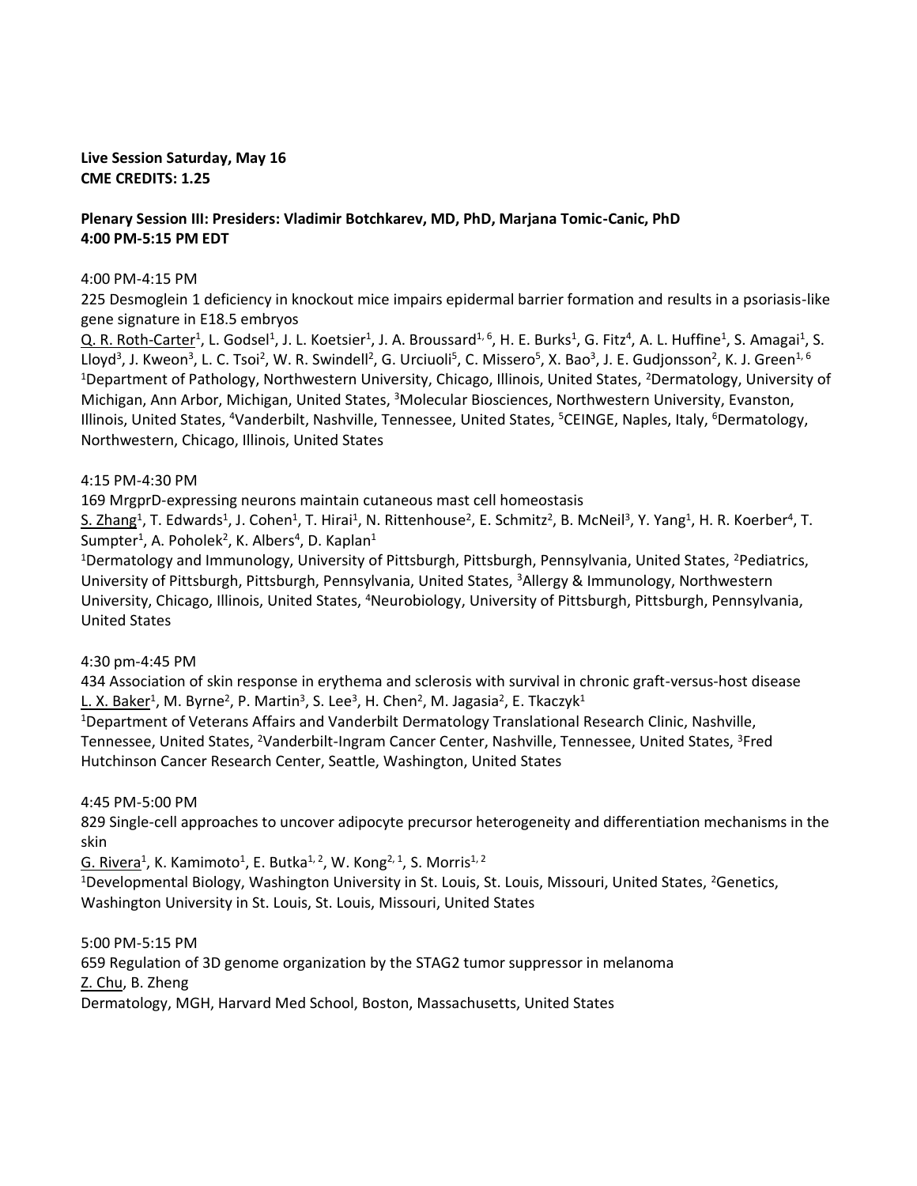**Live Session Saturday, May 16**
**CME CREDITS: 1.25**

**Plenary Session III: Presiders: Vladimir Botchkarev, MD, PhD, Marjana Tomic-Canic, PhD**
**4:00 PM-5:15 PM EDT**

4:00 PM-4:15 PM
225 Desmoglein 1 deficiency in knockout mice impairs epidermal barrier formation and results in a psoriasis-like gene signature in E18.5 embryos
Q. R. Roth-Carter[1], L. Godsel[1], J. L. Koetsier[1], J. A. Broussard[1, 6], H. E. Burks[1], G. Fitz[4], A. L. Huffine[1], S. Amagai[1], S. Lloyd[3], J. Kweon[3], L. C. Tsoi[2], W. R. Swindell[2], G. Urciuoli[5], C. Missero[5], X. Bao[3], J. E. Gudjonsson[2], K. J. Green[1, 6]
[1]Department of Pathology, Northwestern University, Chicago, Illinois, United States, [2]Dermatology, University of Michigan, Ann Arbor, Michigan, United States, [3]Molecular Biosciences, Northwestern University, Evanston, Illinois, United States, [4]Vanderbilt, Nashville, Tennessee, United States, [5]CEINGE, Naples, Italy, [6]Dermatology, Northwestern, Chicago, Illinois, United States

4:15 PM-4:30 PM
169 MrgprD-expressing neurons maintain cutaneous mast cell homeostasis
S. Zhang[1], T. Edwards[1], J. Cohen[1], T. Hirai[1], N. Rittenhouse[2], E. Schmitz[2], B. McNeil[3], Y. Yang[1], H. R. Koerber[4], T. Sumpter[1], A. Poholek[2], K. Albers[4], D. Kaplan[1]
[1]Dermatology and Immunology, University of Pittsburgh, Pittsburgh, Pennsylvania, United States, [2]Pediatrics, University of Pittsburgh, Pittsburgh, Pennsylvania, United States, [3]Allergy & Immunology, Northwestern University, Chicago, Illinois, United States, [4]Neurobiology, University of Pittsburgh, Pittsburgh, Pennsylvania, United States

4:30 pm-4:45 PM
434 Association of skin response in erythema and sclerosis with survival in chronic graft-versus-host disease
L. X. Baker[1], M. Byrne[2], P. Martin[3], S. Lee[3], H. Chen[2], M. Jagasia[2], E. Tkaczyk[1]
[1]Department of Veterans Affairs and Vanderbilt Dermatology Translational Research Clinic, Nashville, Tennessee, United States, [2]Vanderbilt-Ingram Cancer Center, Nashville, Tennessee, United States, [3]Fred Hutchinson Cancer Research Center, Seattle, Washington, United States

4:45 PM-5:00 PM
829 Single-cell approaches to uncover adipocyte precursor heterogeneity and differentiation mechanisms in the skin
G. Rivera[1], K. Kamimoto[1], E. Butka[1, 2], W. Kong[2, 1], S. Morris[1, 2]
[1]Developmental Biology, Washington University in St. Louis, St. Louis, Missouri, United States, [2]Genetics, Washington University in St. Louis, St. Louis, Missouri, United States

5:00 PM-5:15 PM
659 Regulation of 3D genome organization by the STAG2 tumor suppressor in melanoma
Z. Chu, B. Zheng
Dermatology, MGH, Harvard Med School, Boston, Massachusetts, United States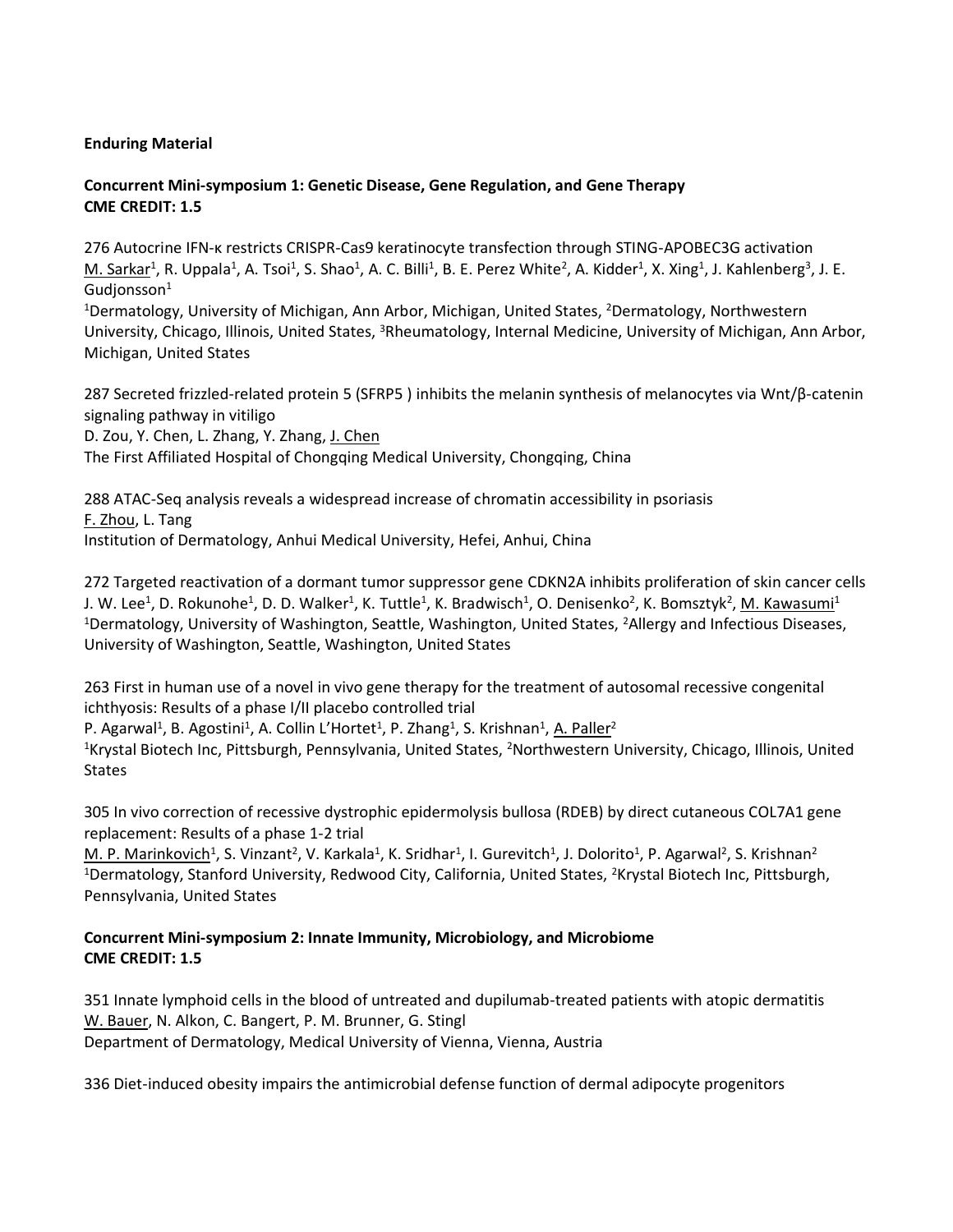**Enduring Material**

**Concurrent Mini-symposium 1: Genetic Disease, Gene Regulation, and Gene Therapy**
**CME CREDIT: 1.5**

276 Autocrine IFN-κ restricts CRISPR-Cas9 keratinocyte transfection through STING-APOBEC3G activation
M. Sarkar[1], R. Uppala[1], A. Tsoi[1], S. Shao[1], A. C. Billi[1], B. E. Perez White[2], A. Kidder[1], X. Xing[1], J. Kahlenberg[3], J. E. Gudjonsson[1]
[1]Dermatology, University of Michigan, Ann Arbor, Michigan, United States, [2]Dermatology, Northwestern University, Chicago, Illinois, United States, [3]Rheumatology, Internal Medicine, University of Michigan, Ann Arbor, Michigan, United States

287 Secreted frizzled-related protein 5 (SFRP5 ) inhibits the melanin synthesis of melanocytes via Wnt/β-catenin signaling pathway in vitiligo
D. Zou, Y. Chen, L. Zhang, Y. Zhang, J. Chen
The First Affiliated Hospital of Chongqing Medical University, Chongqing, China

288 ATAC-Seq analysis reveals a widespread increase of chromatin accessibility in psoriasis
F. Zhou, L. Tang
Institution of Dermatology, Anhui Medical University, Hefei, Anhui, China

272 Targeted reactivation of a dormant tumor suppressor gene CDKN2A inhibits proliferation of skin cancer cells
J. W. Lee[1], D. Rokunohe[1], D. D. Walker[1], K. Tuttle[1], K. Bradwisch[1], O. Denisenko[2], K. Bomsztyk[2], M. Kawasumi[1]
[1]Dermatology, University of Washington, Seattle, Washington, United States, [2]Allergy and Infectious Diseases, University of Washington, Seattle, Washington, United States

263 First in human use of a novel in vivo gene therapy for the treatment of autosomal recessive congenital ichthyosis: Results of a phase I/II placebo controlled trial
P. Agarwal[1], B. Agostini[1], A. Collin L'Hortet[1], P. Zhang[1], S. Krishnan[1], A. Paller[2]
[1]Krystal Biotech Inc, Pittsburgh, Pennsylvania, United States, [2]Northwestern University, Chicago, Illinois, United States

305 In vivo correction of recessive dystrophic epidermolysis bullosa (RDEB) by direct cutaneous COL7A1 gene replacement: Results of a phase 1-2 trial
M. P. Marinkovich[1], S. Vinzant[2], V. Karkala[1], K. Sridhar[1], I. Gurevitch[1], J. Dolorito[1], P. Agarwal[2], S. Krishnan[2]
[1]Dermatology, Stanford University, Redwood City, California, United States, [2]Krystal Biotech Inc, Pittsburgh, Pennsylvania, United States

**Concurrent Mini-symposium 2: Innate Immunity, Microbiology, and Microbiome**
**CME CREDIT: 1.5**

351 Innate lymphoid cells in the blood of untreated and dupilumab-treated patients with atopic dermatitis
W. Bauer, N. Alkon, C. Bangert, P. M. Brunner, G. Stingl
Department of Dermatology, Medical University of Vienna, Vienna, Austria

336 Diet-induced obesity impairs the antimicrobial defense function of dermal adipocyte progenitors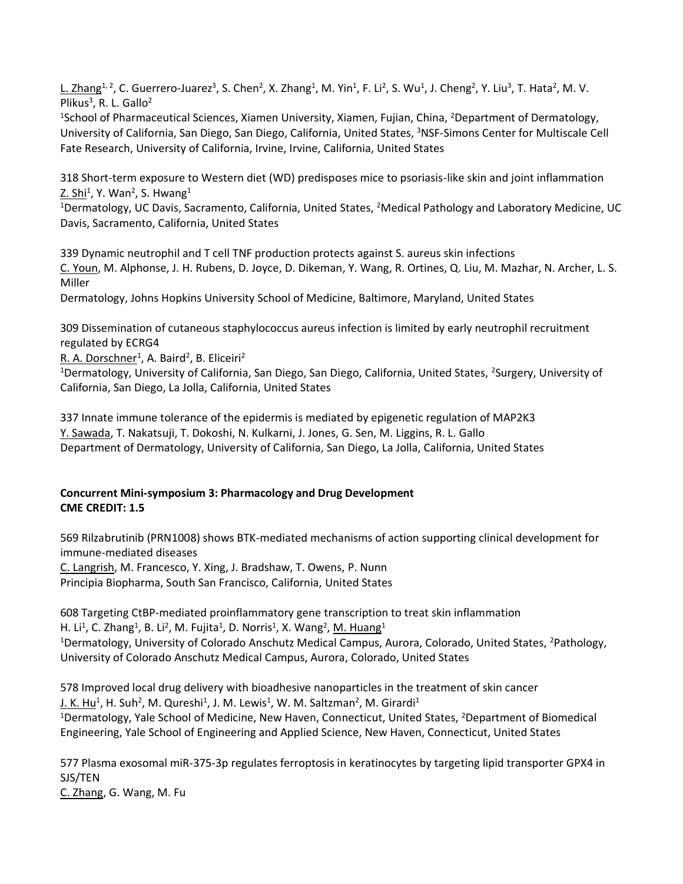L. Zhang[1,2], C. Guerrero-Juarez[3], S. Chen[2], X. Zhang[1], M. Yin[1], F. Li[2], S. Wu[1], J. Cheng[2], Y. Liu[3], T. Hata[2], M. V. Plikus[3], R. L. Gallo[2]

[1]School of Pharmaceutical Sciences, Xiamen University, Xiamen, Fujian, China, [2]Department of Dermatology, University of California, San Diego, San Diego, California, United States, [3]NSF-Simons Center for Multiscale Cell Fate Research, University of California, Irvine, Irvine, California, United States

318 Short-term exposure to Western diet (WD) predisposes mice to psoriasis-like skin and joint inflammation

Z. Shi[1], Y. Wan[2], S. Hwang[1]

[1]Dermatology, UC Davis, Sacramento, California, United States, [2]Medical Pathology and Laboratory Medicine, UC Davis, Sacramento, California, United States

339 Dynamic neutrophil and T cell TNF production protects against S. aureus skin infections

C. Youn, M. Alphonse, J. H. Rubens, D. Joyce, D. Dikeman, Y. Wang, R. Ortines, Q. Liu, M. Mazhar, N. Archer, L. S. Miller

Dermatology, Johns Hopkins University School of Medicine, Baltimore, Maryland, United States

309 Dissemination of cutaneous staphylococcus aureus infection is limited by early neutrophil recruitment regulated by ECRG4

R. A. Dorschner[1], A. Baird[2], B. Eliceiri[2]

[1]Dermatology, University of California, San Diego, San Diego, California, United States, [2]Surgery, University of California, San Diego, La Jolla, California, United States

337 Innate immune tolerance of the epidermis is mediated by epigenetic regulation of MAP2K3

Y. Sawada, T. Nakatsuji, T. Dokoshi, N. Kulkarni, J. Jones, G. Sen, M. Liggins, R. L. Gallo

Department of Dermatology, University of California, San Diego, La Jolla, California, United States

**Concurrent Mini-symposium 3: Pharmacology and Drug Development**
**CME CREDIT: 1.5**

569 Rilzabrutinib (PRN1008) shows BTK-mediated mechanisms of action supporting clinical development for immune-mediated diseases

C. Langrish, M. Francesco, Y. Xing, J. Bradshaw, T. Owens, P. Nunn

Principia Biopharma, South San Francisco, California, United States

608 Targeting CtBP-mediated proinflammatory gene transcription to treat skin inflammation

H. Li[1], C. Zhang[1], B. Li[2], M. Fujita[1], D. Norris[1], X. Wang[2], M. Huang[1]

[1]Dermatology, University of Colorado Anschutz Medical Campus, Aurora, Colorado, United States, [2]Pathology, University of Colorado Anschutz Medical Campus, Aurora, Colorado, United States

578 Improved local drug delivery with bioadhesive nanoparticles in the treatment of skin cancer

J. K. Hu[1], H. Suh[2], M. Qureshi[1], J. M. Lewis[1], W. M. Saltzman[2], M. Girardi[1]

[1]Dermatology, Yale School of Medicine, New Haven, Connecticut, United States, [2]Department of Biomedical Engineering, Yale School of Engineering and Applied Science, New Haven, Connecticut, United States

577 Plasma exosomal miR-375-3p regulates ferroptosis in keratinocytes by targeting lipid transporter GPX4 in SJS/TEN

C. Zhang, G. Wang, M. Fu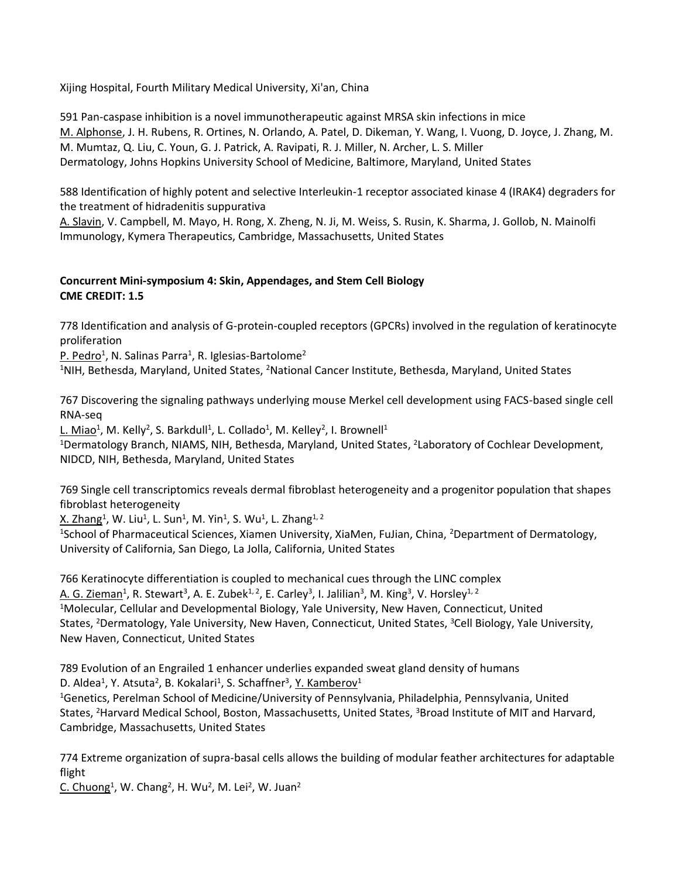Xijing Hospital, Fourth Military Medical University, Xi'an, China

591 Pan-caspase inhibition is a novel immunotherapeutic against MRSA skin infections in mice
M. Alphonse, J. H. Rubens, R. Ortines, N. Orlando, A. Patel, D. Dikeman, Y. Wang, I. Vuong, D. Joyce, J. Zhang, M. M. Mumtaz, Q. Liu, C. Youn, G. J. Patrick, A. Ravipati, R. J. Miller, N. Archer, L. S. Miller
Dermatology, Johns Hopkins University School of Medicine, Baltimore, Maryland, United States

588 Identification of highly potent and selective Interleukin-1 receptor associated kinase 4 (IRAK4) degraders for the treatment of hidradenitis suppurativa
A. Slavin, V. Campbell, M. Mayo, H. Rong, X. Zheng, N. Ji, M. Weiss, S. Rusin, K. Sharma, J. Gollob, N. Mainolfi
Immunology, Kymera Therapeutics, Cambridge, Massachusetts, United States

**Concurrent Mini-symposium 4: Skin, Appendages, and Stem Cell Biology**
**CME CREDIT: 1.5**

778 Identification and analysis of G-protein-coupled receptors (GPCRs) involved in the regulation of keratinocyte proliferation
P. Pedro[1], N. Salinas Parra[1], R. Iglesias-Bartolome[2]
[1]NIH, Bethesda, Maryland, United States, [2]National Cancer Institute, Bethesda, Maryland, United States

767 Discovering the signaling pathways underlying mouse Merkel cell development using FACS-based single cell RNA-seq
L. Miao[1], M. Kelly[2], S. Barkdull[1], L. Collado[1], M. Kelley[2], I. Brownell[1]
[1]Dermatology Branch, NIAMS, NIH, Bethesda, Maryland, United States, [2]Laboratory of Cochlear Development, NIDCD, NIH, Bethesda, Maryland, United States

769 Single cell transcriptomics reveals dermal fibroblast heterogeneity and a progenitor population that shapes fibroblast heterogeneity
X. Zhang[1], W. Liu[1], L. Sun[1], M. Yin[1], S. Wu[1], L. Zhang[1, 2]
[1]School of Pharmaceutical Sciences, Xiamen University, XiaMen, FuJian, China, [2]Department of Dermatology, University of California, San Diego, La Jolla, California, United States

766 Keratinocyte differentiation is coupled to mechanical cues through the LINC complex
A. G. Zieman[1], R. Stewart[3], A. E. Zubek[1, 2], E. Carley[3], I. Jalilian[3], M. King[3], V. Horsley[1, 2]
[1]Molecular, Cellular and Developmental Biology, Yale University, New Haven, Connecticut, United States, [2]Dermatology, Yale University, New Haven, Connecticut, United States, [3]Cell Biology, Yale University, New Haven, Connecticut, United States

789 Evolution of an Engrailed 1 enhancer underlies expanded sweat gland density of humans
D. Aldea[1], Y. Atsuta[2], B. Kokalari[1], S. Schaffner[3], Y. Kamberov[1]
[1]Genetics, Perelman School of Medicine/University of Pennsylvania, Philadelphia, Pennsylvania, United States, [2]Harvard Medical School, Boston, Massachusetts, United States, [3]Broad Institute of MIT and Harvard, Cambridge, Massachusetts, United States

774 Extreme organization of supra-basal cells allows the building of modular feather architectures for adaptable flight
C. Chuong[1], W. Chang[2], H. Wu[2], M. Lei[2], W. Juan[2]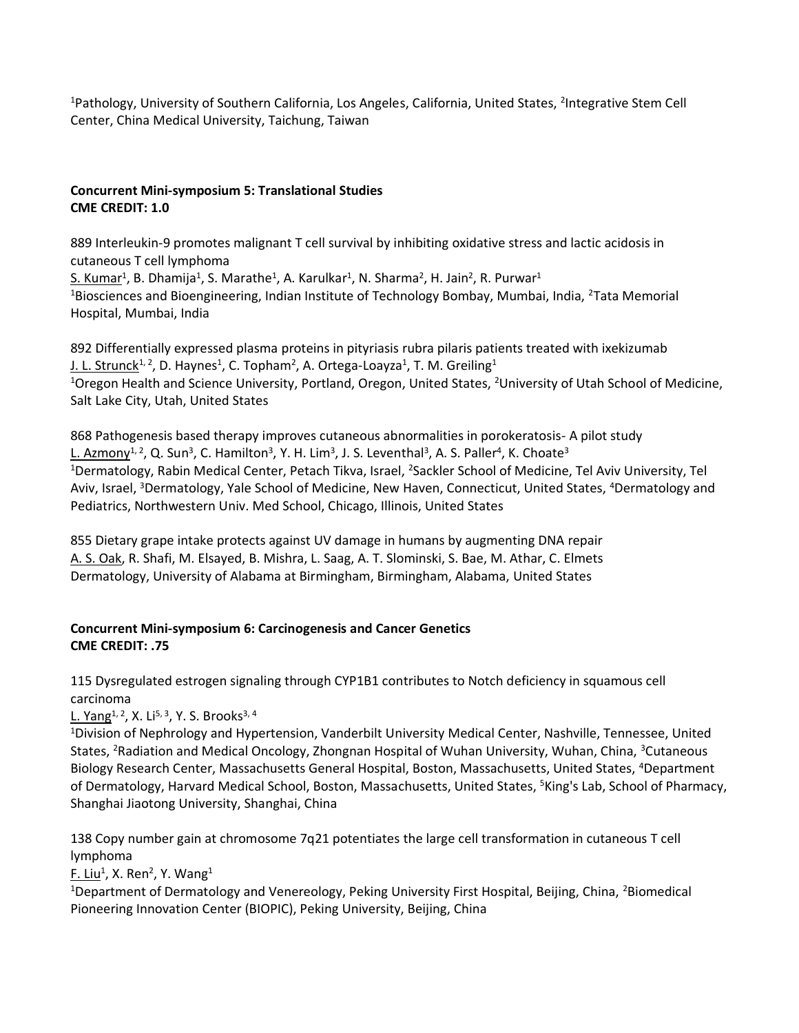[1]Pathology, University of Southern California, Los Angeles, California, United States, [2]Integrative Stem Cell Center, China Medical University, Taichung, Taiwan

**Concurrent Mini-symposium 5: Translational Studies**
**CME CREDIT: 1.0**

889 Interleukin-9 promotes malignant T cell survival by inhibiting oxidative stress and lactic acidosis in cutaneous T cell lymphoma
S. Kumar[1], B. Dhamija[1], S. Marathe[1], A. Karulkar[1], N. Sharma[2], H. Jain[2], R. Purwar[1]
[1]Biosciences and Bioengineering, Indian Institute of Technology Bombay, Mumbai, India, [2]Tata Memorial Hospital, Mumbai, India

892 Differentially expressed plasma proteins in pityriasis rubra pilaris patients treated with ixekizumab
J. L. Strunck[1, 2], D. Haynes[1], C. Topham[2], A. Ortega-Loayza[1], T. M. Greiling[1]
[1]Oregon Health and Science University, Portland, Oregon, United States, [2]University of Utah School of Medicine, Salt Lake City, Utah, United States

868 Pathogenesis based therapy improves cutaneous abnormalities in porokeratosis- A pilot study
L. Azmony[1, 2], Q. Sun[3], C. Hamilton[3], Y. H. Lim[3], J. S. Leventhal[3], A. S. Paller[4], K. Choate[3]
[1]Dermatology, Rabin Medical Center, Petach Tikva, Israel, [2]Sackler School of Medicine, Tel Aviv University, Tel Aviv, Israel, [3]Dermatology, Yale School of Medicine, New Haven, Connecticut, United States, [4]Dermatology and Pediatrics, Northwestern Univ. Med School, Chicago, Illinois, United States

855 Dietary grape intake protects against UV damage in humans by augmenting DNA repair
A. S. Oak, R. Shafi, M. Elsayed, B. Mishra, L. Saag, A. T. Slominski, S. Bae, M. Athar, C. Elmets
Dermatology, University of Alabama at Birmingham, Birmingham, Alabama, United States

**Concurrent Mini-symposium 6: Carcinogenesis and Cancer Genetics**
**CME CREDIT: .75**

115 Dysregulated estrogen signaling through CYP1B1 contributes to Notch deficiency in squamous cell carcinoma
L. Yang[1, 2], X. Li[5, 3], Y. S. Brooks[3, 4]
[1]Division of Nephrology and Hypertension, Vanderbilt University Medical Center, Nashville, Tennessee, United States, [2]Radiation and Medical Oncology, Zhongnan Hospital of Wuhan University, Wuhan, China, [3]Cutaneous Biology Research Center, Massachusetts General Hospital, Boston, Massachusetts, United States, [4]Department of Dermatology, Harvard Medical School, Boston, Massachusetts, United States, [5]King's Lab, School of Pharmacy, Shanghai Jiaotong University, Shanghai, China

138 Copy number gain at chromosome 7q21 potentiates the large cell transformation in cutaneous T cell lymphoma
F. Liu[1], X. Ren[2], Y. Wang[1]
[1]Department of Dermatology and Venereology, Peking University First Hospital, Beijing, China, [2]Biomedical Pioneering Innovation Center (BIOPIC), Peking University, Beijing, China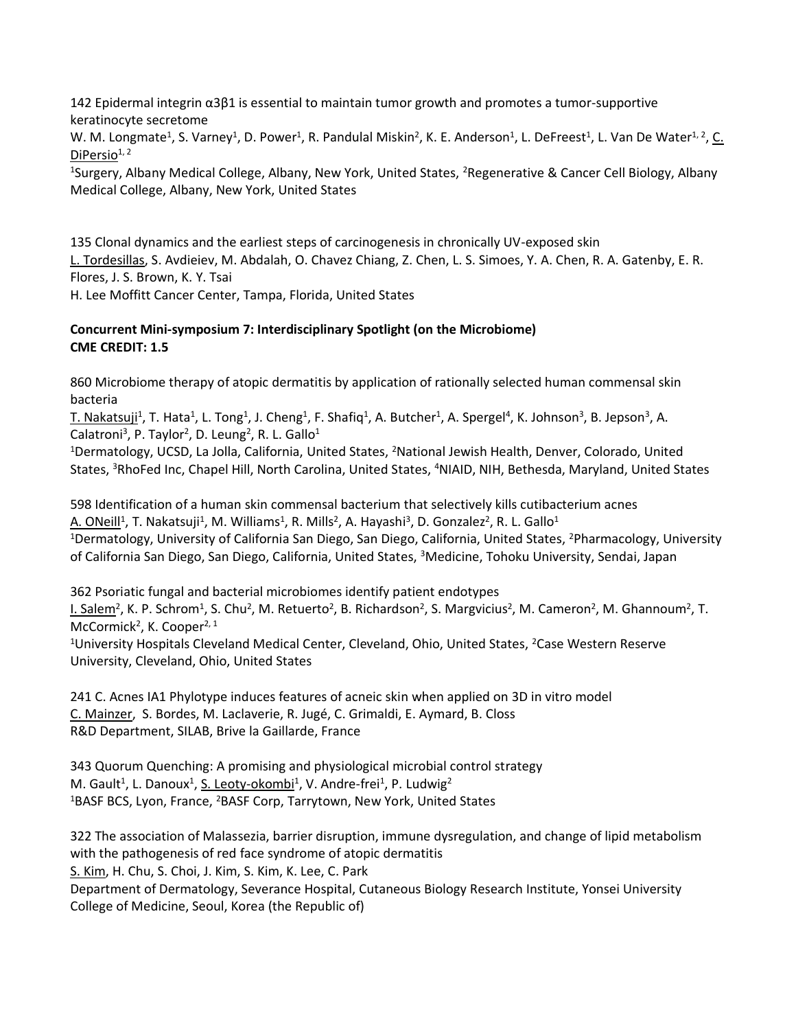142 Epidermal integrin α3β1 is essential to maintain tumor growth and promotes a tumor-supportive keratinocyte secretome
W. M. Longmate[1], S. Varney[1], D. Power[1], R. Pandulal Miskin[2], K. E. Anderson[1], L. DeFreest[1], L. Van De Water[1, 2], C. DiPersio[1, 2]
[1]Surgery, Albany Medical College, Albany, New York, United States, [2]Regenerative & Cancer Cell Biology, Albany Medical College, Albany, New York, United States

135 Clonal dynamics and the earliest steps of carcinogenesis in chronically UV-exposed skin
L. Tordesillas, S. Avdieiev, M. Abdalah, O. Chavez Chiang, Z. Chen, L. S. Simoes, Y. A. Chen, R. A. Gatenby, E. R. Flores, J. S. Brown, K. Y. Tsai
H. Lee Moffitt Cancer Center, Tampa, Florida, United States

**Concurrent Mini-symposium 7: Interdisciplinary Spotlight (on the Microbiome)**
**CME CREDIT: 1.5**

860 Microbiome therapy of atopic dermatitis by application of rationally selected human commensal skin bacteria
T. Nakatsuji[1], T. Hata[1], L. Tong[1], J. Cheng[1], F. Shafiq[1], A. Butcher[1], A. Spergel[4], K. Johnson[3], B. Jepson[3], A. Calatroni[3], P. Taylor[2], D. Leung[2], R. L. Gallo[1]
[1]Dermatology, UCSD, La Jolla, California, United States, [2]National Jewish Health, Denver, Colorado, United States, [3]RhoFed Inc, Chapel Hill, North Carolina, United States, [4]NIAID, NIH, Bethesda, Maryland, United States

598 Identification of a human skin commensal bacterium that selectively kills cutibacterium acnes
A. ONeill[1], T. Nakatsuji[1], M. Williams[1], R. Mills[2], A. Hayashi[3], D. Gonzalez[2], R. L. Gallo[1]
[1]Dermatology, University of California San Diego, San Diego, California, United States, [2]Pharmacology, University of California San Diego, San Diego, California, United States, [3]Medicine, Tohoku University, Sendai, Japan

362 Psoriatic fungal and bacterial microbiomes identify patient endotypes
I. Salem[2], K. P. Schrom[1], S. Chu[2], M. Retuerto[2], B. Richardson[2], S. Margvicius[2], M. Cameron[2], M. Ghannoum[2], T. McCormick[2], K. Cooper[2, 1]
[1]University Hospitals Cleveland Medical Center, Cleveland, Ohio, United States, [2]Case Western Reserve University, Cleveland, Ohio, United States

241 C. Acnes IA1 Phylotype induces features of acneic skin when applied on 3D in vitro model
C. Mainzer, S. Bordes, M. Laclaverie, R. Jugé, C. Grimaldi, E. Aymard, B. Closs
R&D Department, SILAB, Brive la Gaillarde, France

343 Quorum Quenching: A promising and physiological microbial control strategy
M. Gault[1], L. Danoux[1], S. Leoty-okombi[1], V. Andre-frei[1], P. Ludwig[2]
[1]BASF BCS, Lyon, France, [2]BASF Corp, Tarrytown, New York, United States

322 The association of Malassezia, barrier disruption, immune dysregulation, and change of lipid metabolism with the pathogenesis of red face syndrome of atopic dermatitis
S. Kim, H. Chu, S. Choi, J. Kim, S. Kim, K. Lee, C. Park
Department of Dermatology, Severance Hospital, Cutaneous Biology Research Institute, Yonsei University College of Medicine, Seoul, Korea (the Republic of)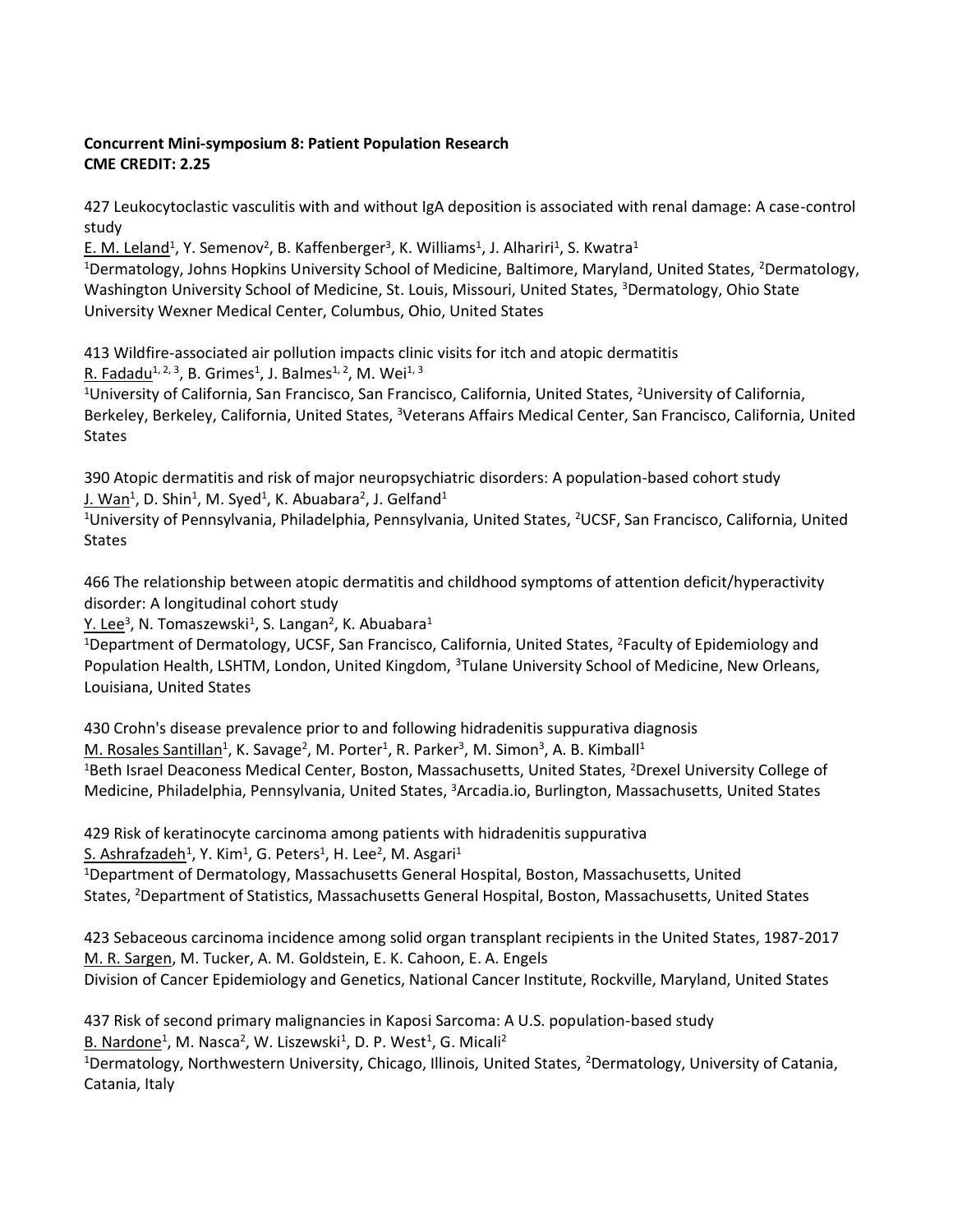**Concurrent Mini-symposium 8: Patient Population Research**
**CME CREDIT: 2.25**

427 Leukocytoclastic vasculitis with and without IgA deposition is associated with renal damage: A case-control study
E. M. Leland[1], Y. Semenov[2], B. Kaffenberger[3], K. Williams[1], J. Alhariri[1], S. Kwatra[1]
[1]Dermatology, Johns Hopkins University School of Medicine, Baltimore, Maryland, United States, [2]Dermatology, Washington University School of Medicine, St. Louis, Missouri, United States, [3]Dermatology, Ohio State University Wexner Medical Center, Columbus, Ohio, United States

413 Wildfire-associated air pollution impacts clinic visits for itch and atopic dermatitis
R. Fadadu[1, 2, 3], B. Grimes[1], J. Balmes[1, 2], M. Wei[1, 3]
[1]University of California, San Francisco, San Francisco, California, United States, [2]University of California, Berkeley, Berkeley, California, United States, [3]Veterans Affairs Medical Center, San Francisco, California, United States

390 Atopic dermatitis and risk of major neuropsychiatric disorders: A population-based cohort study
J. Wan[1], D. Shin[1], M. Syed[1], K. Abuabara[2], J. Gelfand[1]
[1]University of Pennsylvania, Philadelphia, Pennsylvania, United States, [2]UCSF, San Francisco, California, United States

466 The relationship between atopic dermatitis and childhood symptoms of attention deficit/hyperactivity disorder: A longitudinal cohort study
Y. Lee[3], N. Tomaszewski[1], S. Langan[2], K. Abuabara[1]
[1]Department of Dermatology, UCSF, San Francisco, California, United States, [2]Faculty of Epidemiology and Population Health, LSHTM, London, United Kingdom, [3]Tulane University School of Medicine, New Orleans, Louisiana, United States

430 Crohn's disease prevalence prior to and following hidradenitis suppurativa diagnosis
M. Rosales Santillan[1], K. Savage[2], M. Porter[1], R. Parker[3], M. Simon[3], A. B. Kimball[1]
[1]Beth Israel Deaconess Medical Center, Boston, Massachusetts, United States, [2]Drexel University College of Medicine, Philadelphia, Pennsylvania, United States, [3]Arcadia.io, Burlington, Massachusetts, United States

429 Risk of keratinocyte carcinoma among patients with hidradenitis suppurativa
S. Ashrafzadeh[1], Y. Kim[1], G. Peters[1], H. Lee[2], M. Asgari[1]
[1]Department of Dermatology, Massachusetts General Hospital, Boston, Massachusetts, United States, [2]Department of Statistics, Massachusetts General Hospital, Boston, Massachusetts, United States

423 Sebaceous carcinoma incidence among solid organ transplant recipients in the United States, 1987-2017
M. R. Sargen, M. Tucker, A. M. Goldstein, E. K. Cahoon, E. A. Engels
Division of Cancer Epidemiology and Genetics, National Cancer Institute, Rockville, Maryland, United States

437 Risk of second primary malignancies in Kaposi Sarcoma: A U.S. population-based study
B. Nardone[1], M. Nasca[2], W. Liszewski[1], D. P. West[1], G. Micali[2]
[1]Dermatology, Northwestern University, Chicago, Illinois, United States, [2]Dermatology, University of Catania, Catania, Italy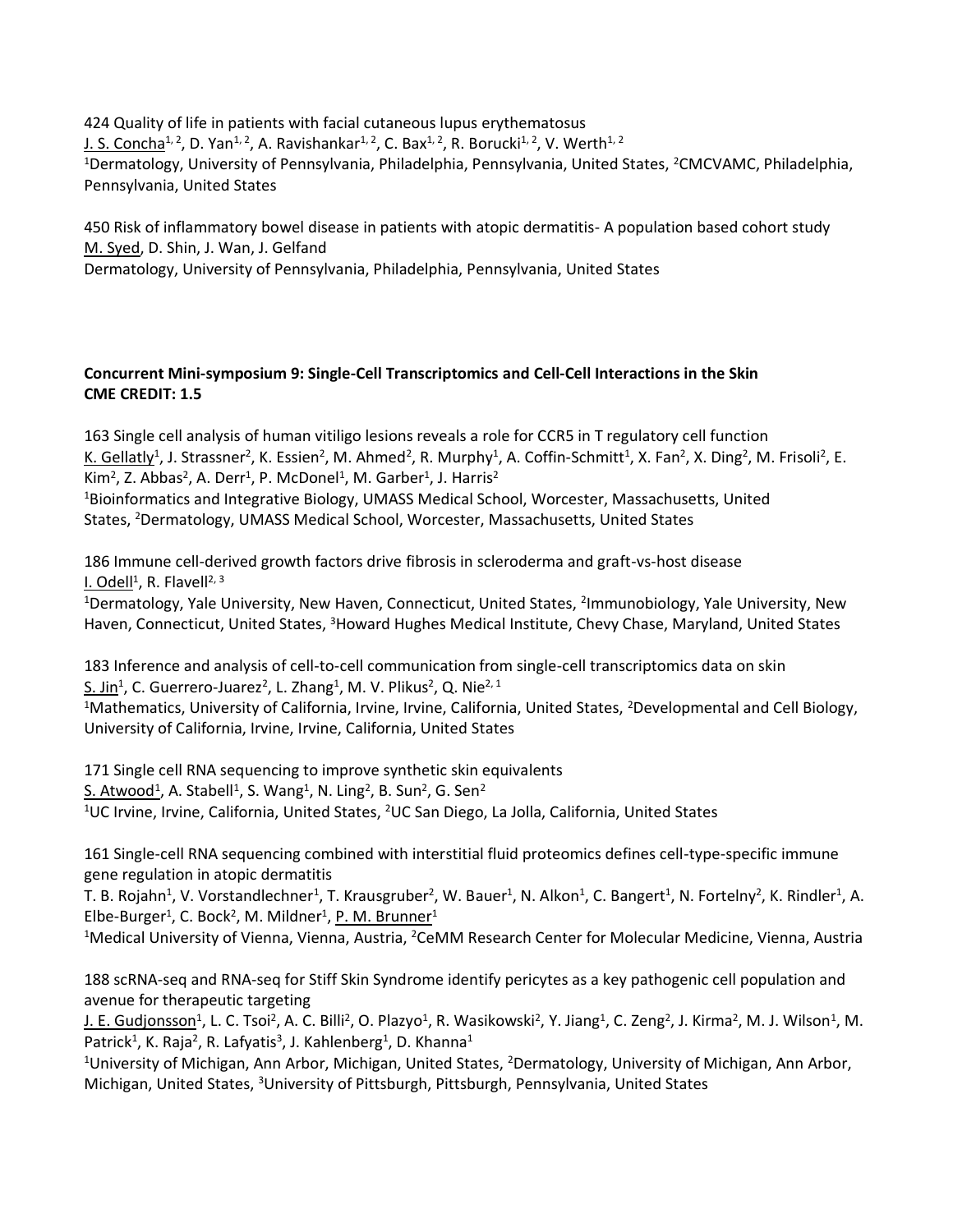424 Quality of life in patients with facial cutaneous lupus erythematosus
J. S. Concha[1, 2], D. Yan[1, 2], A. Ravishankar[1, 2], C. Bax[1, 2], R. Borucki[1, 2], V. Werth[1, 2]
[1]Dermatology, University of Pennsylvania, Philadelphia, Pennsylvania, United States, [2]CMCVAMC, Philadelphia, Pennsylvania, United States

450 Risk of inflammatory bowel disease in patients with atopic dermatitis- A population based cohort study
M. Syed, D. Shin, J. Wan, J. Gelfand
Dermatology, University of Pennsylvania, Philadelphia, Pennsylvania, United States

**Concurrent Mini-symposium 9: Single-Cell Transcriptomics and Cell-Cell Interactions in the Skin**
**CME CREDIT: 1.5**

163 Single cell analysis of human vitiligo lesions reveals a role for CCR5 in T regulatory cell function
K. Gellatly[1], J. Strassner[2], K. Essien[2], M. Ahmed[2], R. Murphy[1], A. Coffin-Schmitt[1], X. Fan[2], X. Ding[2], M. Frisoli[2], E. Kim[2], Z. Abbas[2], A. Derr[1], P. McDonel[1], M. Garber[1], J. Harris[2]
[1]Bioinformatics and Integrative Biology, UMASS Medical School, Worcester, Massachusetts, United States, [2]Dermatology, UMASS Medical School, Worcester, Massachusetts, United States

186 Immune cell-derived growth factors drive fibrosis in scleroderma and graft-vs-host disease
I. Odell[1], R. Flavell[2, 3]
[1]Dermatology, Yale University, New Haven, Connecticut, United States, [2]Immunobiology, Yale University, New Haven, Connecticut, United States, [3]Howard Hughes Medical Institute, Chevy Chase, Maryland, United States

183 Inference and analysis of cell-to-cell communication from single-cell transcriptomics data on skin
S. Jin[1], C. Guerrero-Juarez[2], L. Zhang[1], M. V. Plikus[2], Q. Nie[2, 1]
[1]Mathematics, University of California, Irvine, Irvine, California, United States, [2]Developmental and Cell Biology, University of California, Irvine, Irvine, California, United States

171 Single cell RNA sequencing to improve synthetic skin equivalents
S. Atwood[1], A. Stabell[1], S. Wang[1], N. Ling[2], B. Sun[2], G. Sen[2]
[1]UC Irvine, Irvine, California, United States, [2]UC San Diego, La Jolla, California, United States

161 Single-cell RNA sequencing combined with interstitial fluid proteomics defines cell-type-specific immune gene regulation in atopic dermatitis
T. B. Rojahn[1], V. Vorstandlechner[1], T. Krausgruber[2], W. Bauer[1], N. Alkon[1], C. Bangert[1], N. Fortelny[2], K. Rindler[1], A. Elbe-Burger[1], C. Bock[2], M. Mildner[1], P. M. Brunner[1]
[1]Medical University of Vienna, Vienna, Austria, [2]CeMM Research Center for Molecular Medicine, Vienna, Austria

188 scRNA-seq and RNA-seq for Stiff Skin Syndrome identify pericytes as a key pathogenic cell population and avenue for therapeutic targeting
J. E. Gudjonsson[1], L. C. Tsoi[2], A. C. Billi[2], O. Plazyo[1], R. Wasikowski[2], Y. Jiang[1], C. Zeng[2], J. Kirma[2], M. J. Wilson[1], M. Patrick[1], K. Raja[2], R. Lafyatis[3], J. Kahlenberg[1], D. Khanna[1]
[1]University of Michigan, Ann Arbor, Michigan, United States, [2]Dermatology, University of Michigan, Ann Arbor, Michigan, United States, [3]University of Pittsburgh, Pittsburgh, Pennsylvania, United States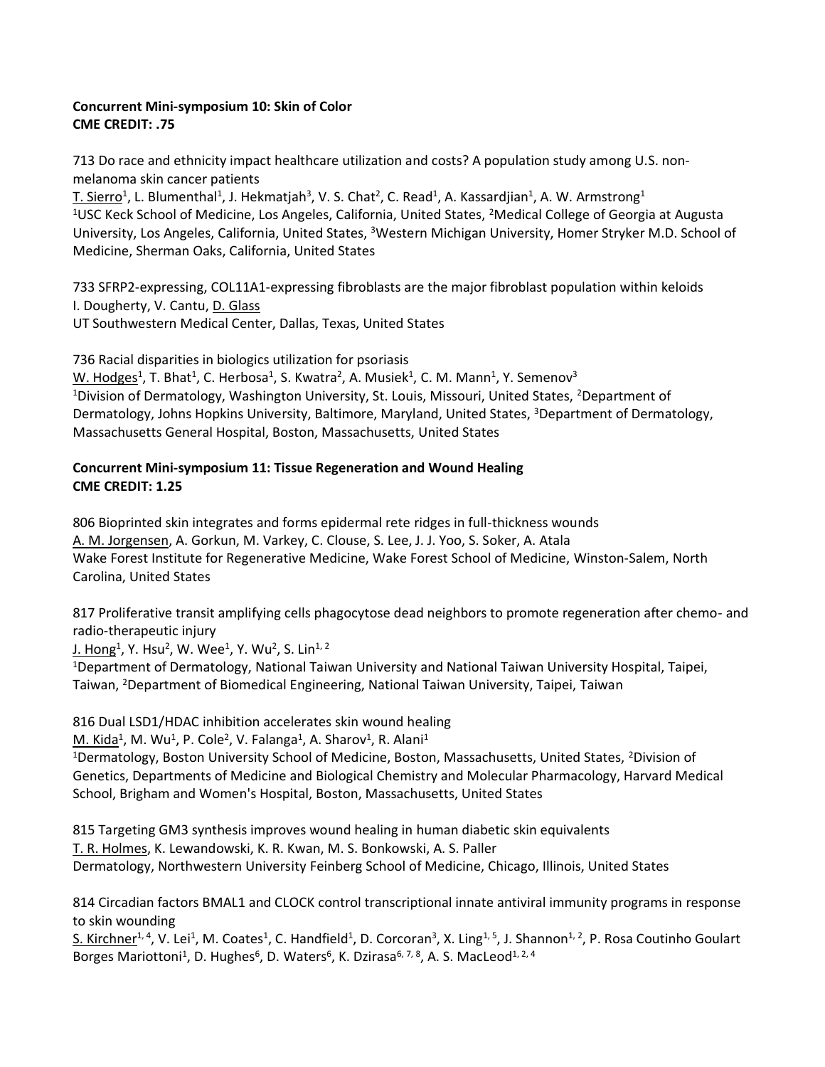**Concurrent Mini-symposium 10: Skin of Color**
**CME CREDIT: .75**

713 Do race and ethnicity impact healthcare utilization and costs? A population study among U.S. non-melanoma skin cancer patients
T. Sierro[1], L. Blumenthal[1], J. Hekmatjah[3], V. S. Chat[2], C. Read[1], A. Kassardjian[1], A. W. Armstrong[1]
[1]USC Keck School of Medicine, Los Angeles, California, United States, [2]Medical College of Georgia at Augusta University, Los Angeles, California, United States, [3]Western Michigan University, Homer Stryker M.D. School of Medicine, Sherman Oaks, California, United States

733 SFRP2-expressing, COL11A1-expressing fibroblasts are the major fibroblast population within keloids
I. Dougherty, V. Cantu, D. Glass
UT Southwestern Medical Center, Dallas, Texas, United States

736 Racial disparities in biologics utilization for psoriasis
W. Hodges[1], T. Bhat[1], C. Herbosa[1], S. Kwatra[2], A. Musiek[1], C. M. Mann[1], Y. Semenov[3]
[1]Division of Dermatology, Washington University, St. Louis, Missouri, United States, [2]Department of Dermatology, Johns Hopkins University, Baltimore, Maryland, United States, [3]Department of Dermatology, Massachusetts General Hospital, Boston, Massachusetts, United States

**Concurrent Mini-symposium 11: Tissue Regeneration and Wound Healing**
**CME CREDIT: 1.25**

806 Bioprinted skin integrates and forms epidermal rete ridges in full-thickness wounds
A. M. Jorgensen, A. Gorkun, M. Varkey, C. Clouse, S. Lee, J. J. Yoo, S. Soker, A. Atala
Wake Forest Institute for Regenerative Medicine, Wake Forest School of Medicine, Winston-Salem, North Carolina, United States

817 Proliferative transit amplifying cells phagocytose dead neighbors to promote regeneration after chemo- and radio-therapeutic injury
J. Hong[1], Y. Hsu[2], W. Wee[1], Y. Wu[2], S. Lin[1, 2]
[1]Department of Dermatology, National Taiwan University and National Taiwan University Hospital, Taipei, Taiwan, [2]Department of Biomedical Engineering, National Taiwan University, Taipei, Taiwan

816 Dual LSD1/HDAC inhibition accelerates skin wound healing
M. Kida[1], M. Wu[1], P. Cole[2], V. Falanga[1], A. Sharov[1], R. Alani[1]
[1]Dermatology, Boston University School of Medicine, Boston, Massachusetts, United States, [2]Division of Genetics, Departments of Medicine and Biological Chemistry and Molecular Pharmacology, Harvard Medical School, Brigham and Women's Hospital, Boston, Massachusetts, United States

815 Targeting GM3 synthesis improves wound healing in human diabetic skin equivalents
T. R. Holmes, K. Lewandowski, K. R. Kwan, M. S. Bonkowski, A. S. Paller
Dermatology, Northwestern University Feinberg School of Medicine, Chicago, Illinois, United States

814 Circadian factors BMAL1 and CLOCK control transcriptional innate antiviral immunity programs in response to skin wounding
S. Kirchner[1, 4], V. Lei[1], M. Coates[1], C. Handfield[1], D. Corcoran[3], X. Ling[1, 5], J. Shannon[1, 2], P. Rosa Coutinho Goulart Borges Mariottoni[1], D. Hughes[6], D. Waters[6], K. Dzirasa[6, 7, 8], A. S. MacLeod[1, 2, 4]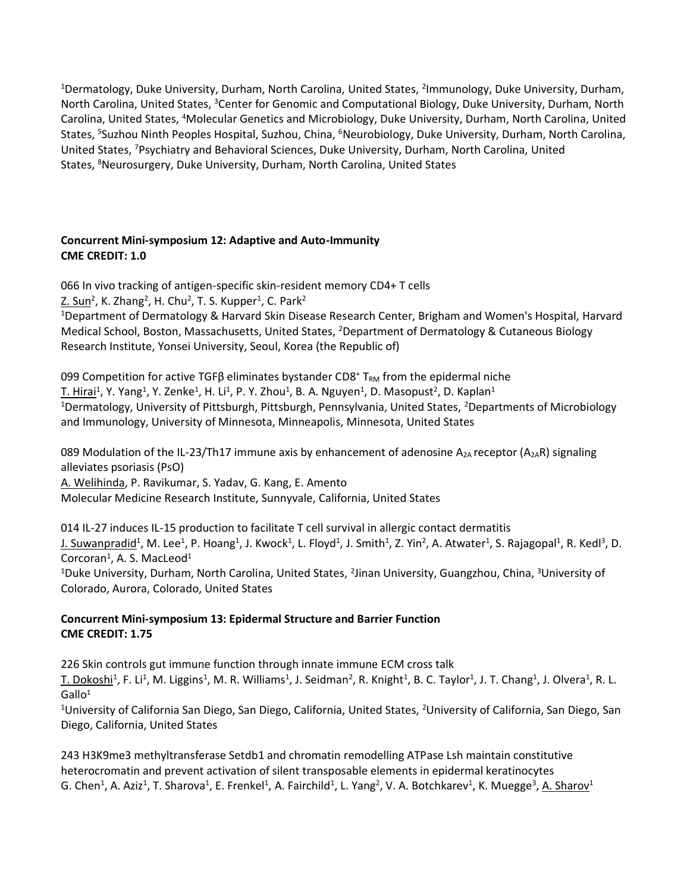[1]Dermatology, Duke University, Durham, North Carolina, United States, [2]Immunology, Duke University, Durham, North Carolina, United States, [3]Center for Genomic and Computational Biology, Duke University, Durham, North Carolina, United States, [4]Molecular Genetics and Microbiology, Duke University, Durham, North Carolina, United States, [5]Suzhou Ninth Peoples Hospital, Suzhou, China, [6]Neurobiology, Duke University, Durham, North Carolina, United States, [7]Psychiatry and Behavioral Sciences, Duke University, Durham, North Carolina, United States, [8]Neurosurgery, Duke University, Durham, North Carolina, United States

**Concurrent Mini-symposium 12: Adaptive and Auto-Immunity**
**CME CREDIT: 1.0**

066 In vivo tracking of antigen-specific skin-resident memory CD4+ T cells
Z. Sun[2], K. Zhang[2], H. Chu[2], T. S. Kupper[1], C. Park[2]
[1]Department of Dermatology & Harvard Skin Disease Research Center, Brigham and Women's Hospital, Harvard Medical School, Boston, Massachusetts, United States, [2]Department of Dermatology & Cutaneous Biology Research Institute, Yonsei University, Seoul, Korea (the Republic of)

099 Competition for active TGFβ eliminates bystander $CD8^+$ $T_{RM}$ from the epidermal niche
T. Hirai[1], Y. Yang[1], Y. Zenke[1], H. Li[1], P. Y. Zhou[1], B. A. Nguyen[1], D. Masopust[2], D. Kaplan[1]
[1]Dermatology, University of Pittsburgh, Pittsburgh, Pennsylvania, United States, [2]Departments of Microbiology and Immunology, University of Minnesota, Minneapolis, Minnesota, United States

089 Modulation of the IL-23/Th17 immune axis by enhancement of adenosine $A_{2A}$ receptor ($A_{2A}R$) signaling alleviates psoriasis (PsO)
A. Welihinda, P. Ravikumar, S. Yadav, G. Kang, E. Amento
Molecular Medicine Research Institute, Sunnyvale, California, United States

014 IL-27 induces IL-15 production to facilitate T cell survival in allergic contact dermatitis
J. Suwanpradid[1], M. Lee[1], P. Hoang[1], J. Kwock[1], L. Floyd[1], J. Smith[1], Z. Yin[2], A. Atwater[1], S. Rajagopal[1], R. Kedl[3], D. Corcoran[1], A. S. MacLeod[1]
[1]Duke University, Durham, North Carolina, United States, [2]Jinan University, Guangzhou, China, [3]University of Colorado, Aurora, Colorado, United States

**Concurrent Mini-symposium 13: Epidermal Structure and Barrier Function**
**CME CREDIT: 1.75**

226 Skin controls gut immune function through innate immune ECM cross talk
T. Dokoshi[1], F. Li[1], M. Liggins[1], M. R. Williams[1], J. Seidman[2], R. Knight[1], B. C. Taylor[1], J. T. Chang[1], J. Olvera[1], R. L. Gallo[1]
[1]University of California San Diego, San Diego, California, United States, [2]University of California, San Diego, San Diego, California, United States

243 H3K9me3 methyltransferase Setdb1 and chromatin remodelling ATPase Lsh maintain constitutive heterocromatin and prevent activation of silent transposable elements in epidermal keratinocytes
G. Chen[1], A. Aziz[1], T. Sharova[1], E. Frenkel[1], A. Fairchild[1], L. Yang[2], V. A. Botchkarev[1], K. Muegge[3], A. Sharov[1]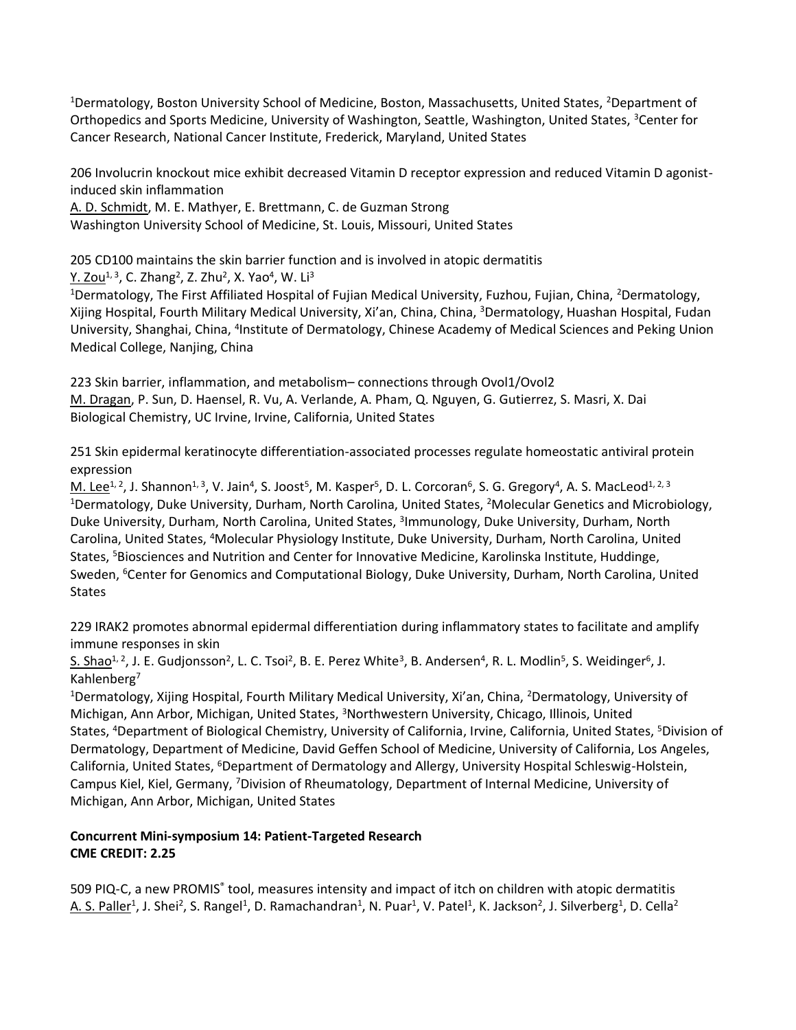[1]Dermatology, Boston University School of Medicine, Boston, Massachusetts, United States, [2]Department of Orthopedics and Sports Medicine, University of Washington, Seattle, Washington, United States, [3]Center for Cancer Research, National Cancer Institute, Frederick, Maryland, United States

206 Involucrin knockout mice exhibit decreased Vitamin D receptor expression and reduced Vitamin D agonist-induced skin inflammation
A. D. Schmidt, M. E. Mathyer, E. Brettmann, C. de Guzman Strong
Washington University School of Medicine, St. Louis, Missouri, United States

205 CD100 maintains the skin barrier function and is involved in atopic dermatitis
Y. Zou[1, 3], C. Zhang[2], Z. Zhu[2], X. Yao[4], W. Li[3]
[1]Dermatology, The First Affiliated Hospital of Fujian Medical University, Fuzhou, Fujian, China, [2]Dermatology, Xijing Hospital, Fourth Military Medical University, Xi'an, China, China, [3]Dermatology, Huashan Hospital, Fudan University, Shanghai, China, [4]Institute of Dermatology, Chinese Academy of Medical Sciences and Peking Union Medical College, Nanjing, China

223 Skin barrier, inflammation, and metabolism– connections through Ovol1/Ovol2
M. Dragan, P. Sun, D. Haensel, R. Vu, A. Verlande, A. Pham, Q. Nguyen, G. Gutierrez, S. Masri, X. Dai
Biological Chemistry, UC Irvine, Irvine, California, United States

251 Skin epidermal keratinocyte differentiation-associated processes regulate homeostatic antiviral protein expression
M. Lee[1, 2], J. Shannon[1, 3], V. Jain[4], S. Joost[5], M. Kasper[5], D. L. Corcoran[6], S. G. Gregory[4], A. S. MacLeod[1, 2, 3]
[1]Dermatology, Duke University, Durham, North Carolina, United States, [2]Molecular Genetics and Microbiology, Duke University, Durham, North Carolina, United States, [3]Immunology, Duke University, Durham, North Carolina, United States, [4]Molecular Physiology Institute, Duke University, Durham, North Carolina, United States, [5]Biosciences and Nutrition and Center for Innovative Medicine, Karolinska Institute, Huddinge, Sweden, [6]Center for Genomics and Computational Biology, Duke University, Durham, North Carolina, United States

229 IRAK2 promotes abnormal epidermal differentiation during inflammatory states to facilitate and amplify immune responses in skin
S. Shao[1, 2], J. E. Gudjonsson[2], L. C. Tsoi[2], B. E. Perez White[3], B. Andersen[4], R. L. Modlin[5], S. Weidinger[6], J. Kahlenberg[7]
[1]Dermatology, Xijing Hospital, Fourth Military Medical University, Xi'an, China, [2]Dermatology, University of Michigan, Ann Arbor, Michigan, United States, [3]Northwestern University, Chicago, Illinois, United States, [4]Department of Biological Chemistry, University of California, Irvine, California, United States, [5]Division of Dermatology, Department of Medicine, David Geffen School of Medicine, University of California, Los Angeles, California, United States, [6]Department of Dermatology and Allergy, University Hospital Schleswig-Holstein, Campus Kiel, Kiel, Germany, [7]Division of Rheumatology, Department of Internal Medicine, University of Michigan, Ann Arbor, Michigan, United States

**Concurrent Mini-symposium 14: Patient-Targeted Research**
**CME CREDIT: 2.25**

509 PIQ-C, a new PROMIS® tool, measures intensity and impact of itch on children with atopic dermatitis
A. S. Paller[1], J. Shei[2], S. Rangel[1], D. Ramachandran[1], N. Puar[1], V. Patel[1], K. Jackson[2], J. Silverberg[1], D. Cella[2]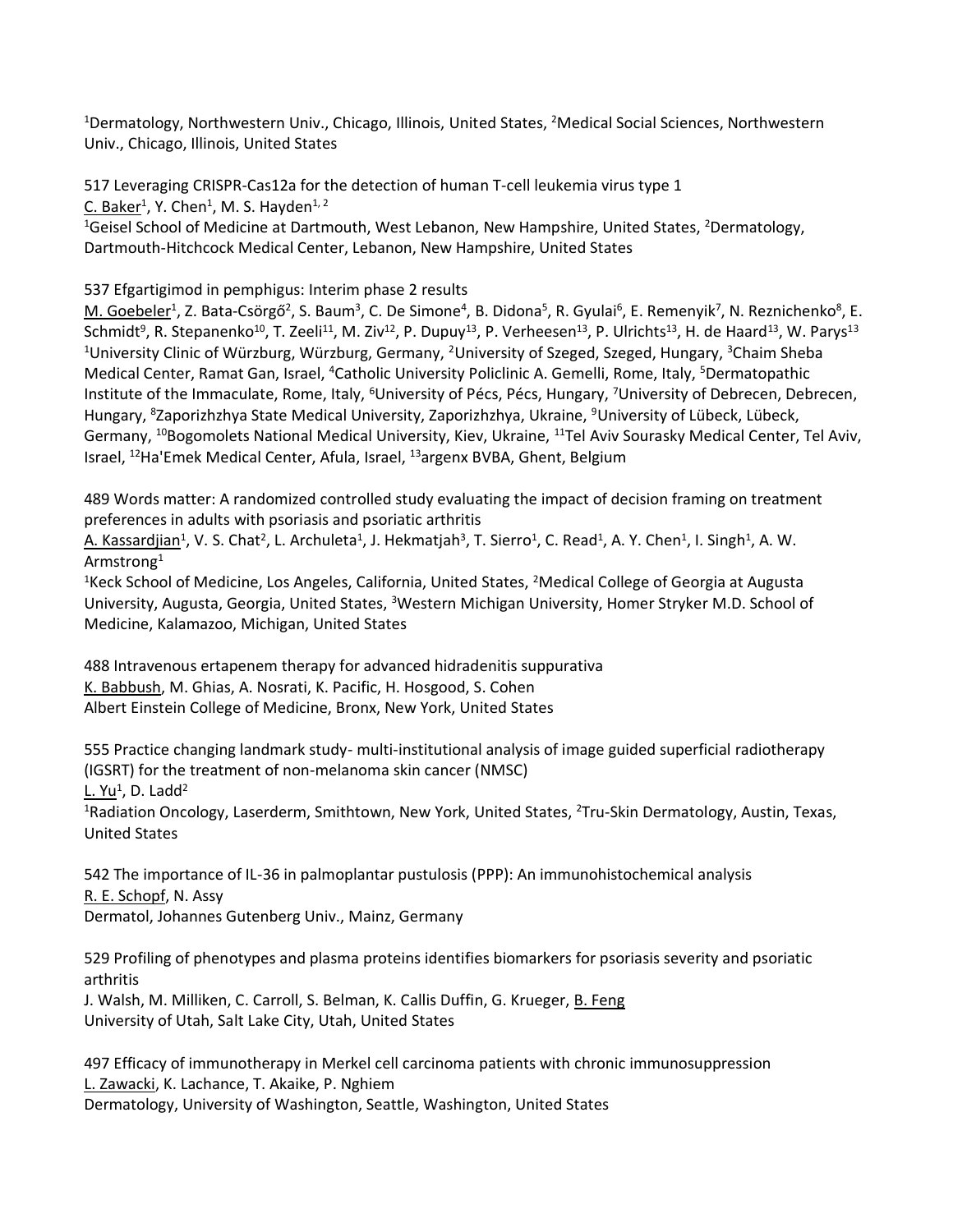[1]Dermatology, Northwestern Univ., Chicago, Illinois, United States, [2]Medical Social Sciences, Northwestern Univ., Chicago, Illinois, United States

517 Leveraging CRISPR-Cas12a for the detection of human T-cell leukemia virus type 1
C. Baker[1], Y. Chen[1], M. S. Hayden[1, 2]
[1]Geisel School of Medicine at Dartmouth, West Lebanon, New Hampshire, United States, [2]Dermatology, Dartmouth-Hitchcock Medical Center, Lebanon, New Hampshire, United States

537 Efgartigimod in pemphigus: Interim phase 2 results
M. Goebeler[1], Z. Bata-Csörgő[2], S. Baum[3], C. De Simone[4], B. Didona[5], R. Gyulai[6], E. Remenyik[7], N. Reznichenko[8], E. Schmidt[9], R. Stepanenko[10], T. Zeeli[11], M. Ziv[12], P. Dupuy[13], P. Verheesen[13], P. Ulrichts[13], H. de Haard[13], W. Parys[13]
[1]University Clinic of Würzburg, Würzburg, Germany, [2]University of Szeged, Szeged, Hungary, [3]Chaim Sheba Medical Center, Ramat Gan, Israel, [4]Catholic University Policlinic A. Gemelli, Rome, Italy, [5]Dermatopathic Institute of the Immaculate, Rome, Italy, [6]University of Pécs, Pécs, Hungary, [7]University of Debrecen, Debrecen, Hungary, [8]Zaporizhzhya State Medical University, Zaporizhzhya, Ukraine, [9]University of Lübeck, Lübeck, Germany, [10]Bogomolets National Medical University, Kiev, Ukraine, [11]Tel Aviv Sourasky Medical Center, Tel Aviv, Israel, [12]Ha'Emek Medical Center, Afula, Israel, [13]argenx BVBA, Ghent, Belgium

489 Words matter: A randomized controlled study evaluating the impact of decision framing on treatment preferences in adults with psoriasis and psoriatic arthritis
A. Kassardjian[1], V. S. Chat[2], L. Archuleta[1], J. Hekmatjah[3], T. Sierro[1], C. Read[1], A. Y. Chen[1], I. Singh[1], A. W. Armstrong[1]
[1]Keck School of Medicine, Los Angeles, California, United States, [2]Medical College of Georgia at Augusta University, Augusta, Georgia, United States, [3]Western Michigan University, Homer Stryker M.D. School of Medicine, Kalamazoo, Michigan, United States

488 Intravenous ertapenem therapy for advanced hidradenitis suppurativa
K. Babbush, M. Ghias, A. Nosrati, K. Pacific, H. Hosgood, S. Cohen
Albert Einstein College of Medicine, Bronx, New York, United States

555 Practice changing landmark study- multi-institutional analysis of image guided superficial radiotherapy (IGSRT) for the treatment of non-melanoma skin cancer (NMSC)
L. Yu[1], D. Ladd[2]
[1]Radiation Oncology, Laserderm, Smithtown, New York, United States, [2]Tru-Skin Dermatology, Austin, Texas, United States

542 The importance of IL-36 in palmoplantar pustulosis (PPP): An immunohistochemical analysis
R. E. Schopf, N. Assy
Dermatol, Johannes Gutenberg Univ., Mainz, Germany

529 Profiling of phenotypes and plasma proteins identifies biomarkers for psoriasis severity and psoriatic arthritis
J. Walsh, M. Milliken, C. Carroll, S. Belman, K. Callis Duffin, G. Krueger, B. Feng
University of Utah, Salt Lake City, Utah, United States

497 Efficacy of immunotherapy in Merkel cell carcinoma patients with chronic immunosuppression
L. Zawacki, K. Lachance, T. Akaike, P. Nghiem
Dermatology, University of Washington, Seattle, Washington, United States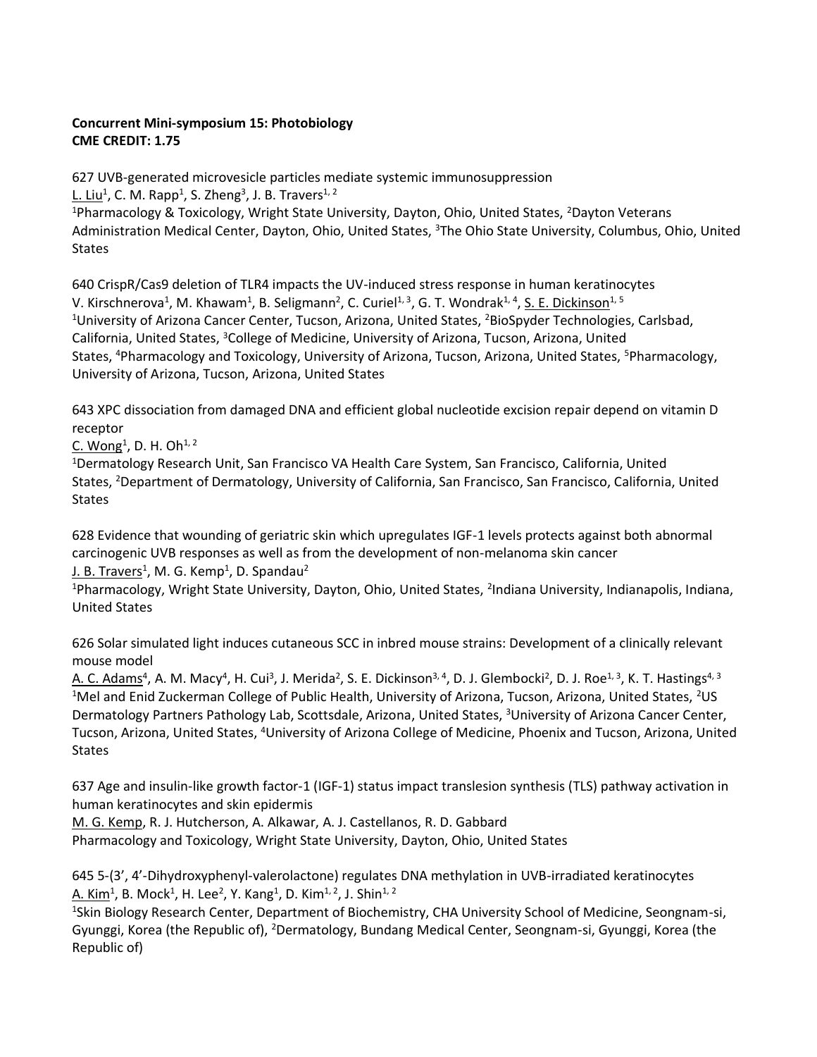**Concurrent Mini-symposium 15: Photobiology**
**CME CREDIT: 1.75**

627 UVB-generated microvesicle particles mediate systemic immunosuppression
L. Liu[1], C. M. Rapp[1], S. Zheng[3], J. B. Travers[1, 2]
[1]Pharmacology & Toxicology, Wright State University, Dayton, Ohio, United States, [2]Dayton Veterans Administration Medical Center, Dayton, Ohio, United States, [3]The Ohio State University, Columbus, Ohio, United States

640 CrispR/Cas9 deletion of TLR4 impacts the UV-induced stress response in human keratinocytes
V. Kirschnerova[1], M. Khawam[1], B. Seligmann[2], C. Curiel[1, 3], G. T. Wondrak[1, 4], S. E. Dickinson[1, 5]
[1]University of Arizona Cancer Center, Tucson, Arizona, United States, [2]BioSpyder Technologies, Carlsbad, California, United States, [3]College of Medicine, University of Arizona, Tucson, Arizona, United States, [4]Pharmacology and Toxicology, University of Arizona, Tucson, Arizona, United States, [5]Pharmacology, University of Arizona, Tucson, Arizona, United States

643 XPC dissociation from damaged DNA and efficient global nucleotide excision repair depend on vitamin D receptor
C. Wong[1], D. H. Oh[1, 2]
[1]Dermatology Research Unit, San Francisco VA Health Care System, San Francisco, California, United States, [2]Department of Dermatology, University of California, San Francisco, San Francisco, California, United States

628 Evidence that wounding of geriatric skin which upregulates IGF-1 levels protects against both abnormal carcinogenic UVB responses as well as from the development of non-melanoma skin cancer
J. B. Travers[1], M. G. Kemp[1], D. Spandau[2]
[1]Pharmacology, Wright State University, Dayton, Ohio, United States, [2]Indiana University, Indianapolis, Indiana, United States

626 Solar simulated light induces cutaneous SCC in inbred mouse strains: Development of a clinically relevant mouse model
A. C. Adams[4], A. M. Macy[4], H. Cui[3], J. Merida[2], S. E. Dickinson[3, 4], D. J. Glembocki[2], D. J. Roe[1, 3], K. T. Hastings[4, 3]
[1]Mel and Enid Zuckerman College of Public Health, University of Arizona, Tucson, Arizona, United States, [2]US Dermatology Partners Pathology Lab, Scottsdale, Arizona, United States, [3]University of Arizona Cancer Center, Tucson, Arizona, United States, [4]University of Arizona College of Medicine, Phoenix and Tucson, Arizona, United States

637 Age and insulin-like growth factor-1 (IGF-1) status impact translesion synthesis (TLS) pathway activation in human keratinocytes and skin epidermis
M. G. Kemp, R. J. Hutcherson, A. Alkawar, A. J. Castellanos, R. D. Gabbard
Pharmacology and Toxicology, Wright State University, Dayton, Ohio, United States

645 5-(3', 4'-Dihydroxyphenyl-valerolactone) regulates DNA methylation in UVB-irradiated keratinocytes
A. Kim[1], B. Mock[1], H. Lee[2], Y. Kang[1], D. Kim[1, 2], J. Shin[1, 2]
[1]Skin Biology Research Center, Department of Biochemistry, CHA University School of Medicine, Seongnam-si, Gyunggi, Korea (the Republic of), [2]Dermatology, Bundang Medical Center, Seongnam-si, Gyunggi, Korea (the Republic of)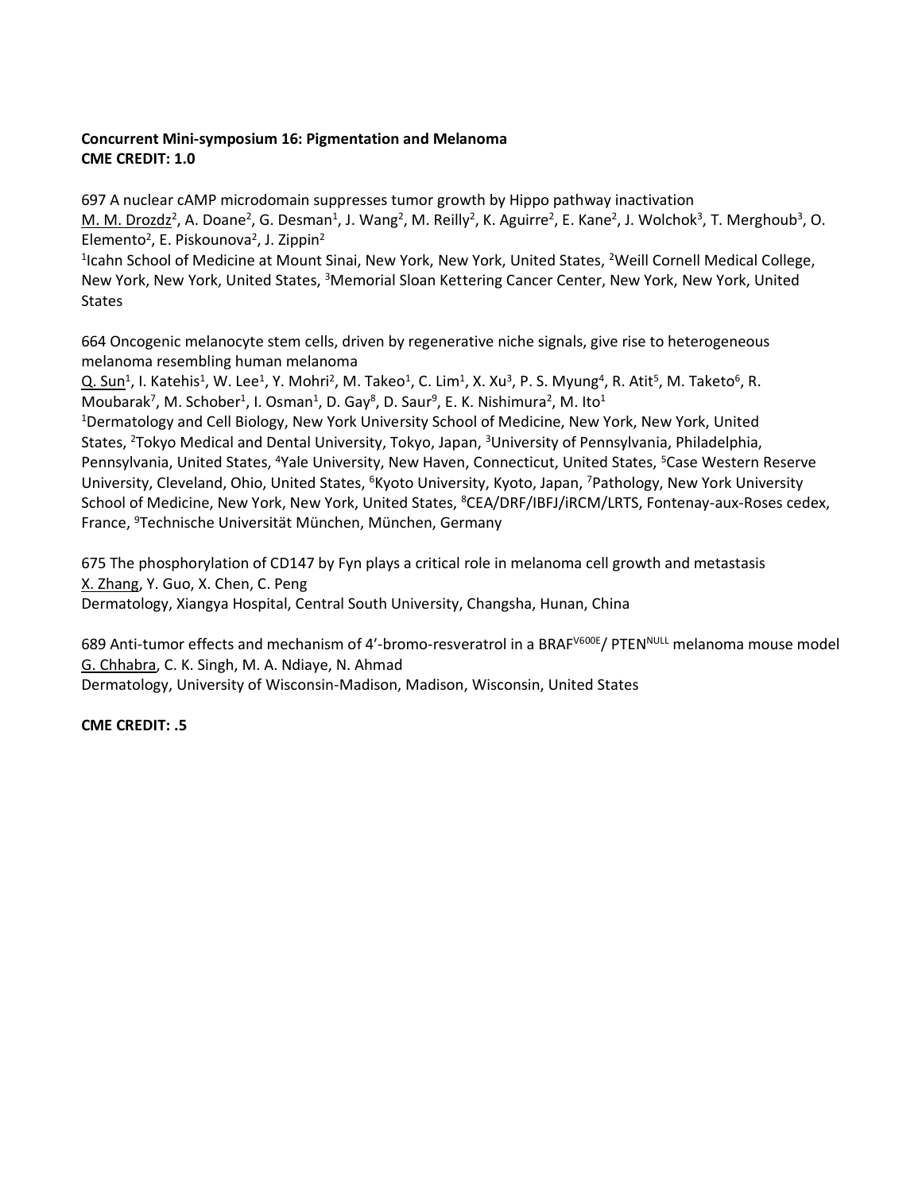**Concurrent Mini-symposium 16: Pigmentation and Melanoma**
**CME CREDIT: 1.0**

697 A nuclear cAMP microdomain suppresses tumor growth by Hippo pathway inactivation
M. M. Drozdz[2], A. Doane[2], G. Desman[1], J. Wang[2], M. Reilly[2], K. Aguirre[2], E. Kane[2], J. Wolchok[3], T. Merghoub[3], O. Elemento[2], E. Piskounova[2], J. Zippin[2]
[1]Icahn School of Medicine at Mount Sinai, New York, New York, United States, [2]Weill Cornell Medical College, New York, New York, United States, [3]Memorial Sloan Kettering Cancer Center, New York, New York, United States

664 Oncogenic melanocyte stem cells, driven by regenerative niche signals, give rise to heterogeneous melanoma resembling human melanoma
Q. Sun[1], I. Katehis[1], W. Lee[1], Y. Mohri[2], M. Takeo[1], C. Lim[1], X. Xu[3], P. S. Myung[4], R. Atit[5], M. Taketo[6], R. Moubarak[7], M. Schober[1], I. Osman[1], D. Gay[8], D. Saur[9], E. K. Nishimura[2], M. Ito[1]
[1]Dermatology and Cell Biology, New York University School of Medicine, New York, New York, United States, [2]Tokyo Medical and Dental University, Tokyo, Japan, [3]University of Pennsylvania, Philadelphia, Pennsylvania, United States, [4]Yale University, New Haven, Connecticut, United States, [5]Case Western Reserve University, Cleveland, Ohio, United States, [6]Kyoto University, Kyoto, Japan, [7]Pathology, New York University School of Medicine, New York, New York, United States, [8]CEA/DRF/IBFJ/iRCM/LRTS, Fontenay-aux-Roses cedex, France, [9]Technische Universität München, München, Germany

675 The phosphorylation of CD147 by Fyn plays a critical role in melanoma cell growth and metastasis
X. Zhang, Y. Guo, X. Chen, C. Peng
Dermatology, Xiangya Hospital, Central South University, Changsha, Hunan, China

689 Anti-tumor effects and mechanism of 4'-bromo-resveratrol in a $BRAF^{V600E}$/ $PTEN^{NULL}$ melanoma mouse model
G. Chhabra, C. K. Singh, M. A. Ndiaye, N. Ahmad
Dermatology, University of Wisconsin-Madison, Madison, Wisconsin, United States

**CME CREDIT: .5**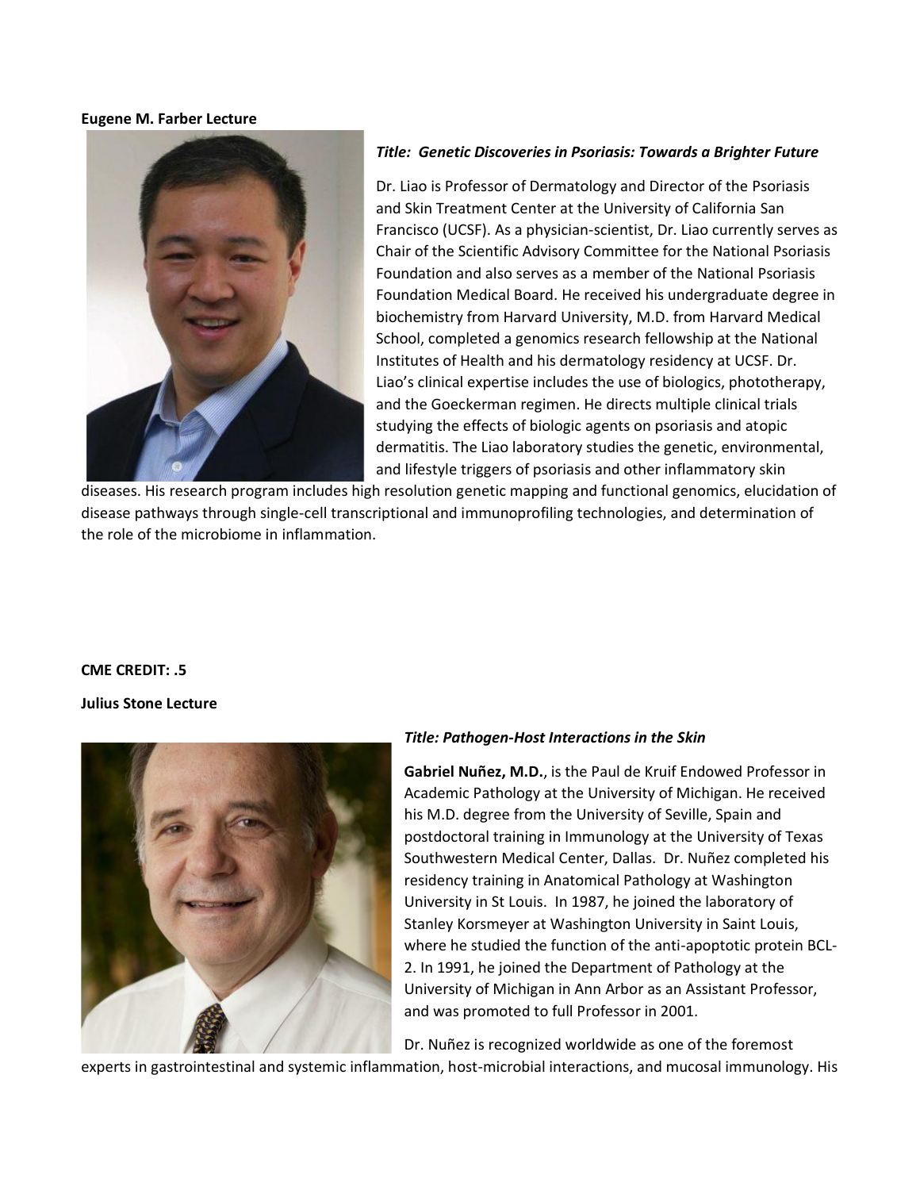**Eugene M. Farber Lecture**

***Title: Genetic Discoveries in Psoriasis: Towards a Brighter Future***

Dr. Liao is Professor of Dermatology and Director of the Psoriasis and Skin Treatment Center at the University of California San Francisco (UCSF). As a physician-scientist, Dr. Liao currently serves as Chair of the Scientific Advisory Committee for the National Psoriasis Foundation and also serves as a member of the National Psoriasis Foundation Medical Board. He received his undergraduate degree in biochemistry from Harvard University, M.D. from Harvard Medical School, completed a genomics research fellowship at the National Institutes of Health and his dermatology residency at UCSF. Dr. Liao's clinical expertise includes the use of biologics, phototherapy, and the Goeckerman regimen. He directs multiple clinical trials studying the effects of biologic agents on psoriasis and atopic dermatitis. The Liao laboratory studies the genetic, environmental, and lifestyle triggers of psoriasis and other inflammatory skin diseases. His research program includes high resolution genetic mapping and functional genomics, elucidation of disease pathways through single-cell transcriptional and immunoprofiling technologies, and determination of the role of the microbiome in inflammation.

**CME CREDIT: .5**

**Julius Stone Lecture**

***Title: Pathogen-Host Interactions in the Skin***

**Gabriel Nuñez, M.D.**, is the Paul de Kruif Endowed Professor in Academic Pathology at the University of Michigan. He received his M.D. degree from the University of Seville, Spain and postdoctoral training in Immunology at the University of Texas Southwestern Medical Center, Dallas. Dr. Nuñez completed his residency training in Anatomical Pathology at Washington University in St Louis. In 1987, he joined the laboratory of Stanley Korsmeyer at Washington University in Saint Louis, where he studied the function of the anti-apoptotic protein BCL-2. In 1991, he joined the Department of Pathology at the University of Michigan in Ann Arbor as an Assistant Professor, and was promoted to full Professor in 2001.

Dr. Nuñez is recognized worldwide as one of the foremost experts in gastrointestinal and systemic inflammation, host-microbial interactions, and mucosal immunology. His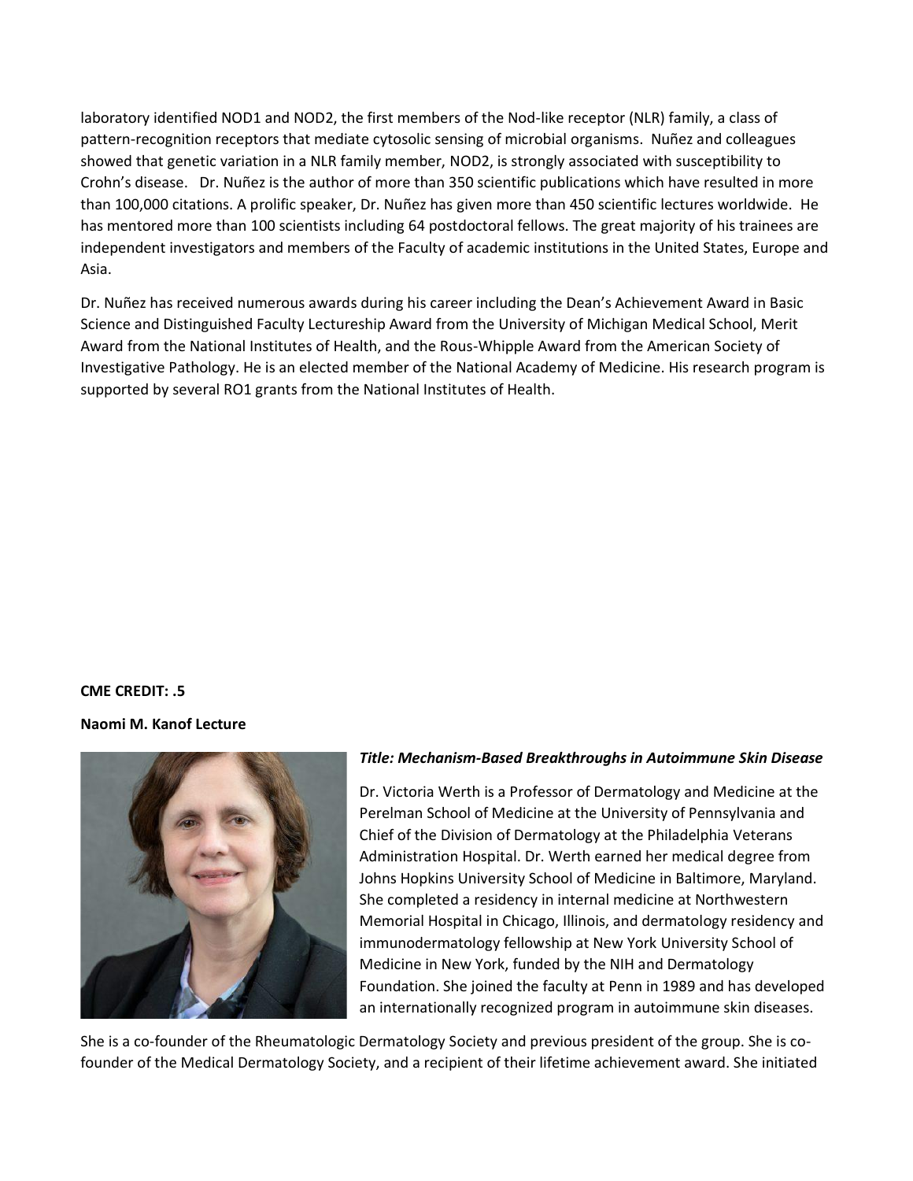laboratory identified NOD1 and NOD2, the first members of the Nod-like receptor (NLR) family, a class of pattern-recognition receptors that mediate cytosolic sensing of microbial organisms. Nuñez and colleagues showed that genetic variation in a NLR family member, NOD2, is strongly associated with susceptibility to Crohn's disease. Dr. Nuñez is the author of more than 350 scientific publications which have resulted in more than 100,000 citations. A prolific speaker, Dr. Nuñez has given more than 450 scientific lectures worldwide. He has mentored more than 100 scientists including 64 postdoctoral fellows. The great majority of his trainees are independent investigators and members of the Faculty of academic institutions in the United States, Europe and Asia.

Dr. Nuñez has received numerous awards during his career including the Dean's Achievement Award in Basic Science and Distinguished Faculty Lectureship Award from the University of Michigan Medical School, Merit Award from the National Institutes of Health, and the Rous-Whipple Award from the American Society of Investigative Pathology. He is an elected member of the National Academy of Medicine. His research program is supported by several RO1 grants from the National Institutes of Health.

**CME CREDIT: .5**

**Naomi M. Kanof Lecture**

***Title: Mechanism-Based Breakthroughs in Autoimmune Skin Disease***

Dr. Victoria Werth is a Professor of Dermatology and Medicine at the Perelman School of Medicine at the University of Pennsylvania and Chief of the Division of Dermatology at the Philadelphia Veterans Administration Hospital. Dr. Werth earned her medical degree from Johns Hopkins University School of Medicine in Baltimore, Maryland. She completed a residency in internal medicine at Northwestern Memorial Hospital in Chicago, Illinois, and dermatology residency and immunodermatology fellowship at New York University School of Medicine in New York, funded by the NIH and Dermatology Foundation. She joined the faculty at Penn in 1989 and has developed an internationally recognized program in autoimmune skin diseases.

She is a co-founder of the Rheumatologic Dermatology Society and previous president of the group. She is co-founder of the Medical Dermatology Society, and a recipient of their lifetime achievement award. She initiated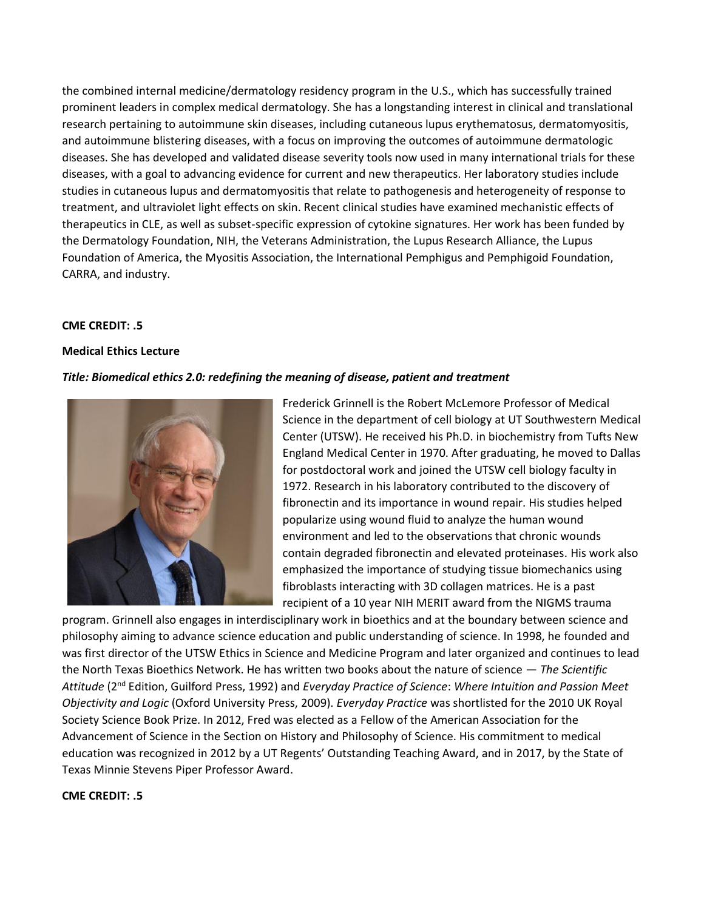the combined internal medicine/dermatology residency program in the U.S., which has successfully trained prominent leaders in complex medical dermatology. She has a longstanding interest in clinical and translational research pertaining to autoimmune skin diseases, including cutaneous lupus erythematosus, dermatomyositis, and autoimmune blistering diseases, with a focus on improving the outcomes of autoimmune dermatologic diseases. She has developed and validated disease severity tools now used in many international trials for these diseases, with a goal to advancing evidence for current and new therapeutics. Her laboratory studies include studies in cutaneous lupus and dermatomyositis that relate to pathogenesis and heterogeneity of response to treatment, and ultraviolet light effects on skin. Recent clinical studies have examined mechanistic effects of therapeutics in CLE, as well as subset-specific expression of cytokine signatures. Her work has been funded by the Dermatology Foundation, NIH, the Veterans Administration, the Lupus Research Alliance, the Lupus Foundation of America, the Myositis Association, the International Pemphigus and Pemphigoid Foundation, CARRA, and industry.

**CME CREDIT: .5**

**Medical Ethics Lecture**

***Title: Biomedical ethics 2.0: redefining the meaning of disease, patient and treatment***

Frederick Grinnell is the Robert McLemore Professor of Medical Science in the department of cell biology at UT Southwestern Medical Center (UTSW). He received his Ph.D. in biochemistry from Tufts New England Medical Center in 1970. After graduating, he moved to Dallas for postdoctoral work and joined the UTSW cell biology faculty in 1972. Research in his laboratory contributed to the discovery of fibronectin and its importance in wound repair. His studies helped popularize using wound fluid to analyze the human wound environment and led to the observations that chronic wounds contain degraded fibronectin and elevated proteinases. His work also emphasized the importance of studying tissue biomechanics using fibroblasts interacting with 3D collagen matrices. He is a past recipient of a 10 year NIH MERIT award from the NIGMS trauma program. Grinnell also engages in interdisciplinary work in bioethics and at the boundary between science and philosophy aiming to advance science education and public understanding of science. In 1998, he founded and was first director of the UTSW Ethics in Science and Medicine Program and later organized and continues to lead the North Texas Bioethics Network. He has written two books about the nature of science — *The Scientific Attitude* (2nd Edition, Guilford Press, 1992) and *Everyday Practice of Science*: *Where Intuition and Passion Meet Objectivity and Logic* (Oxford University Press, 2009). *Everyday Practice* was shortlisted for the 2010 UK Royal Society Science Book Prize. In 2012, Fred was elected as a Fellow of the American Association for the Advancement of Science in the Section on History and Philosophy of Science. His commitment to medical education was recognized in 2012 by a UT Regents' Outstanding Teaching Award, and in 2017, by the State of Texas Minnie Stevens Piper Professor Award.

**CME CREDIT: .5**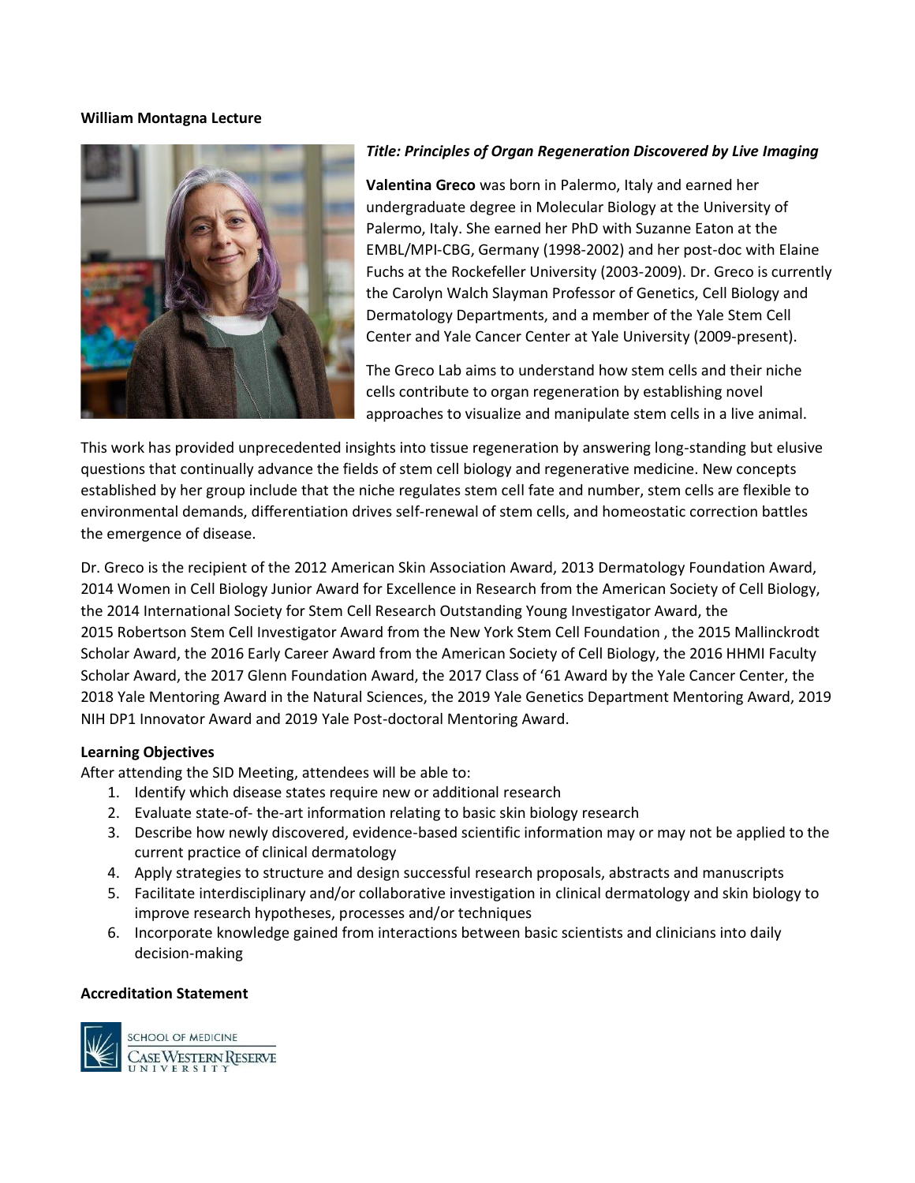**William Montagna Lecture**

***Title: Principles of Organ Regeneration Discovered by Live Imaging***

**Valentina Greco** was born in Palermo, Italy and earned her undergraduate degree in Molecular Biology at the University of Palermo, Italy. She earned her PhD with Suzanne Eaton at the EMBL/MPI-CBG, Germany (1998-2002) and her post-doc with Elaine Fuchs at the Rockefeller University (2003-2009). Dr. Greco is currently the Carolyn Walch Slayman Professor of Genetics, Cell Biology and Dermatology Departments, and a member of the Yale Stem Cell Center and Yale Cancer Center at Yale University (2009-present).

The Greco Lab aims to understand how stem cells and their niche cells contribute to organ regeneration by establishing novel approaches to visualize and manipulate stem cells in a live animal. This work has provided unprecedented insights into tissue regeneration by answering long-standing but elusive questions that continually advance the fields of stem cell biology and regenerative medicine. New concepts established by her group include that the niche regulates stem cell fate and number, stem cells are flexible to environmental demands, differentiation drives self-renewal of stem cells, and homeostatic correction battles the emergence of disease.

Dr. Greco is the recipient of the 2012 American Skin Association Award, 2013 Dermatology Foundation Award, 2014 Women in Cell Biology Junior Award for Excellence in Research from the American Society of Cell Biology, the 2014 International Society for Stem Cell Research Outstanding Young Investigator Award, the 2015 Robertson Stem Cell Investigator Award from the New York Stem Cell Foundation , the 2015 Mallinckrodt Scholar Award, the 2016 Early Career Award from the American Society of Cell Biology, the 2016 HHMI Faculty Scholar Award, the 2017 Glenn Foundation Award, the 2017 Class of '61 Award by the Yale Cancer Center, the 2018 Yale Mentoring Award in the Natural Sciences, the 2019 Yale Genetics Department Mentoring Award, 2019 NIH DP1 Innovator Award and 2019 Yale Post-doctoral Mentoring Award.

**Learning Objectives**

After attending the SID Meeting, attendees will be able to:

1. Identify which disease states require new or additional research
2. Evaluate state-of- the-art information relating to basic skin biology research
3. Describe how newly discovered, evidence-based scientific information may or may not be applied to the current practice of clinical dermatology
4. Apply strategies to structure and design successful research proposals, abstracts and manuscripts
5. Facilitate interdisciplinary and/or collaborative investigation in clinical dermatology and skin biology to improve research hypotheses, processes and/or techniques
6. Incorporate knowledge gained from interactions between basic scientists and clinicians into daily decision-making

**Accreditation Statement**

SCHOOL OF MEDICINE
CASE WESTERN RESERVE UNIVERSITY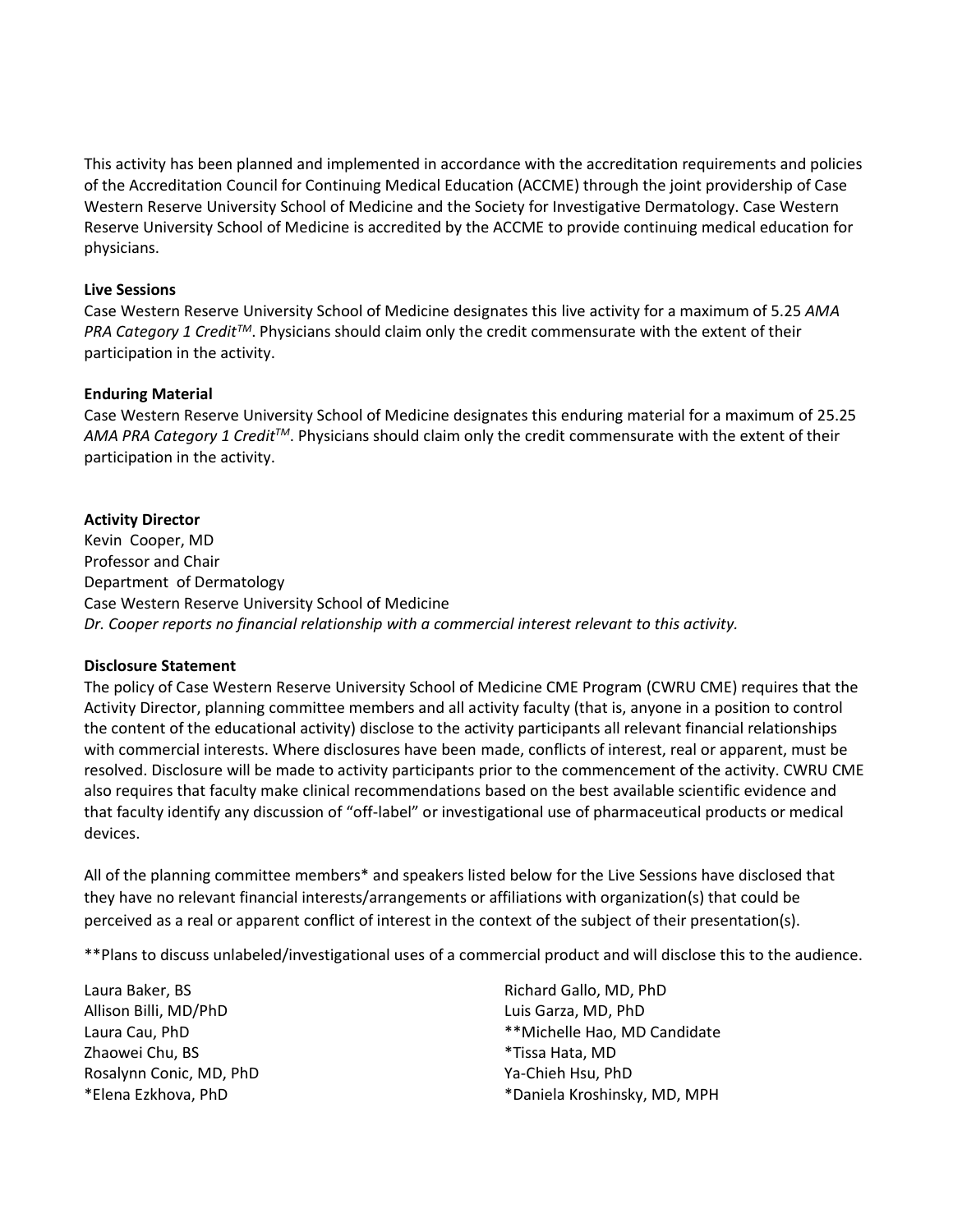This activity has been planned and implemented in accordance with the accreditation requirements and policies of the Accreditation Council for Continuing Medical Education (ACCME) through the joint providership of Case Western Reserve University School of Medicine and the Society for Investigative Dermatology. Case Western Reserve University School of Medicine is accredited by the ACCME to provide continuing medical education for physicians.

**Live Sessions**

Case Western Reserve University School of Medicine designates this live activity for a maximum of 5.25 *AMA PRA Category 1 Credit™*. Physicians should claim only the credit commensurate with the extent of their participation in the activity.

**Enduring Material**

Case Western Reserve University School of Medicine designates this enduring material for a maximum of 25.25 *AMA PRA Category 1 Credit™*. Physicians should claim only the credit commensurate with the extent of their participation in the activity.

**Activity Director**

Kevin Cooper, MD
Professor and Chair
Department of Dermatology
Case Western Reserve University School of Medicine
*Dr. Cooper reports no financial relationship with a commercial interest relevant to this activity.*

**Disclosure Statement**

The policy of Case Western Reserve University School of Medicine CME Program (CWRU CME) requires that the Activity Director, planning committee members and all activity faculty (that is, anyone in a position to control the content of the educational activity) disclose to the activity participants all relevant financial relationships with commercial interests. Where disclosures have been made, conflicts of interest, real or apparent, must be resolved. Disclosure will be made to activity participants prior to the commencement of the activity. CWRU CME also requires that faculty make clinical recommendations based on the best available scientific evidence and that faculty identify any discussion of "off-label" or investigational use of pharmaceutical products or medical devices.

All of the planning committee members* and speakers listed below for the Live Sessions have disclosed that they have no relevant financial interests/arrangements or affiliations with organization(s) that could be perceived as a real or apparent conflict of interest in the context of the subject of their presentation(s).

**Plans to discuss unlabeled/investigational uses of a commercial product and will disclose this to the audience.

Laura Baker, BS
Allison Billi, MD/PhD
Laura Cau, PhD
Zhaowei Chu, BS
Rosalynn Conic, MD, PhD
*Elena Ezkhova, PhD
Richard Gallo, MD, PhD
Luis Garza, MD, PhD
**Michelle Hao, MD Candidate
*Tissa Hata, MD
Ya-Chieh Hsu, PhD
*Daniela Kroshinsky, MD, MPH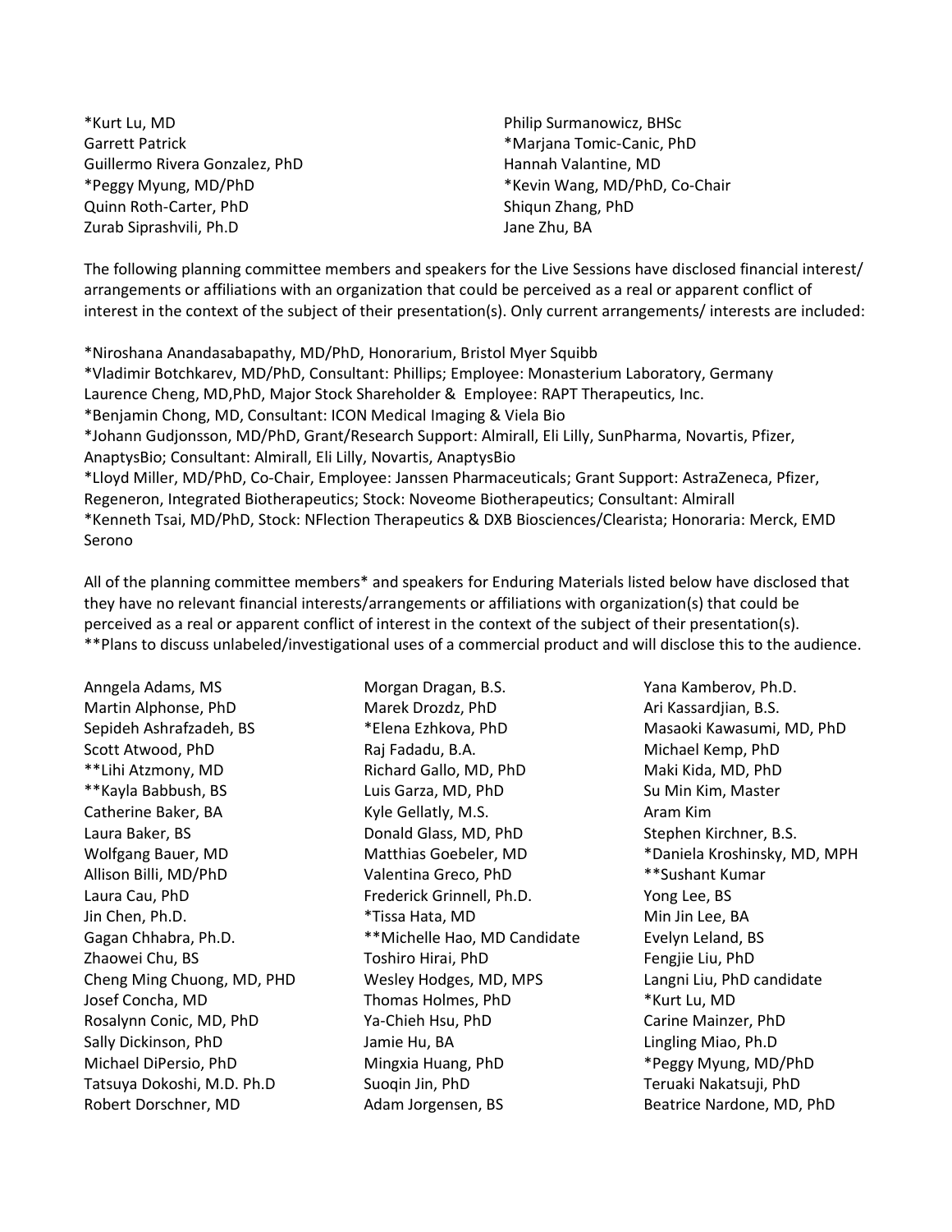*Kurt Lu, MD
Garrett Patrick
Guillermo Rivera Gonzalez, PhD
*Peggy Myung, MD/PhD
Quinn Roth-Carter, PhD
Zurab Siprashvili, Ph.D
Philip Surmanowicz, BHSc
*Marjana Tomic-Canic, PhD
Hannah Valantine, MD
*Kevin Wang, MD/PhD, Co-Chair
Shiqun Zhang, PhD
Jane Zhu, BA

The following planning committee members and speakers for the Live Sessions have disclosed financial interest/ arrangements or affiliations with an organization that could be perceived as a real or apparent conflict of interest in the context of the subject of their presentation(s). Only current arrangements/ interests are included:

*Niroshana Anandasabapathy, MD/PhD, Honorarium, Bristol Myer Squibb
*Vladimir Botchkarev, MD/PhD, Consultant: Phillips; Employee: Monasterium Laboratory, Germany
Laurence Cheng, MD,PhD, Major Stock Shareholder & Employee: RAPT Therapeutics, Inc.
*Benjamin Chong, MD, Consultant: ICON Medical Imaging & Viela Bio
*Johann Gudjonsson, MD/PhD, Grant/Research Support: Almirall, Eli Lilly, SunPharma, Novartis, Pfizer, AnaptysBio; Consultant: Almirall, Eli Lilly, Novartis, AnaptysBio
*Lloyd Miller, MD/PhD, Co-Chair, Employee: Janssen Pharmaceuticals; Grant Support: AstraZeneca, Pfizer, Regeneron, Integrated Biotherapeutics; Stock: Noveome Biotherapeutics; Consultant: Almirall
*Kenneth Tsai, MD/PhD, Stock: NFlection Therapeutics & DXB Biosciences/Clearista; Honoraria: Merck, EMD Serono

All of the planning committee members* and speakers for Enduring Materials listed below have disclosed that they have no relevant financial interests/arrangements or affiliations with organization(s) that could be perceived as a real or apparent conflict of interest in the context of the subject of their presentation(s).
**Plans to discuss unlabeled/investigational uses of a commercial product and will disclose this to the audience.

Anngela Adams, MS
Martin Alphonse, PhD
Sepideh Ashrafzadeh, BS
Scott Atwood, PhD
**Lihi Atzmony, MD
**Kayla Babbush, BS
Catherine Baker, BA
Laura Baker, BS
Wolfgang Bauer, MD
Allison Billi, MD/PhD
Laura Cau, PhD
Jin Chen, Ph.D.
Gagan Chhabra, Ph.D.
Zhaowei Chu, BS
Cheng Ming Chuong, MD, PHD
Josef Concha, MD
Rosalynn Conic, MD, PhD
Sally Dickinson, PhD
Michael DiPersio, PhD
Tatsuya Dokoshi, M.D. Ph.D
Robert Dorschner, MD
Morgan Dragan, B.S.
Marek Drozdz, PhD
*Elena Ezhkova, PhD
Raj Fadadu, B.A.
Richard Gallo, MD, PhD
Luis Garza, MD, PhD
Kyle Gellatly, M.S.
Donald Glass, MD, PhD
Matthias Goebeler, MD
Valentina Greco, PhD
Frederick Grinnell, Ph.D.
*Tissa Hata, MD
**Michelle Hao, MD Candidate
Toshiro Hirai, PhD
Wesley Hodges, MD, MPS
Thomas Holmes, PhD
Ya-Chieh Hsu, PhD
Jamie Hu, BA
Mingxia Huang, PhD
Suoqin Jin, PhD
Adam Jorgensen, BS
Yana Kamberov, Ph.D.
Ari Kassardjian, B.S.
Masaoki Kawasumi, MD, PhD
Michael Kemp, PhD
Maki Kida, MD, PhD
Su Min Kim, Master
Aram Kim
Stephen Kirchner, B.S.
*Daniela Kroshinsky, MD, MPH
**Sushant Kumar
Yong Lee, BS
Min Jin Lee, BA
Evelyn Leland, BS
Fengjie Liu, PhD
Langni Liu, PhD candidate
*Kurt Lu, MD
Carine Mainzer, PhD
Lingling Miao, Ph.D
*Peggy Myung, MD/PhD
Teruaki Nakatsuji, PhD
Beatrice Nardone, MD, PhD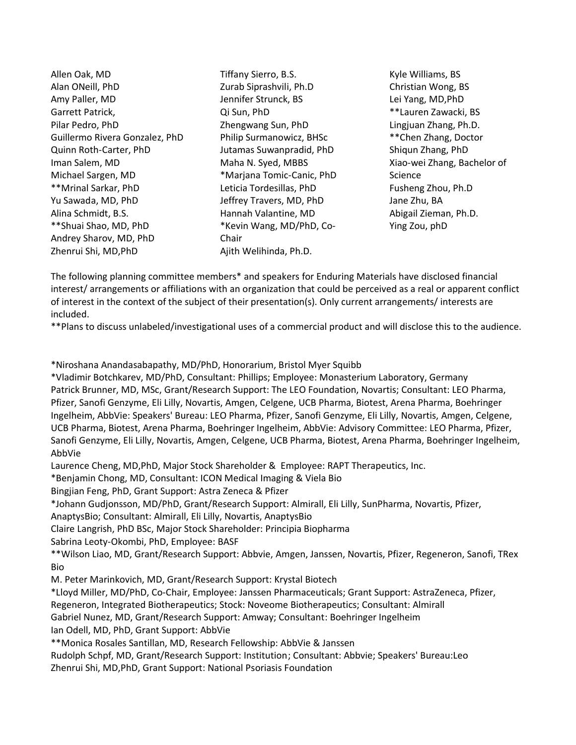Allen Oak, MD
Alan ONeill, PhD
Amy Paller, MD
Garrett Patrick,
Pilar Pedro, PhD
Guillermo Rivera Gonzalez, PhD
Quinn Roth-Carter, PhD
Iman Salem, MD
Michael Sargen, MD
**Mrinal Sarkar, PhD
Yu Sawada, MD, PhD
Alina Schmidt, B.S.
**Shuai Shao, MD, PhD
Andrey Sharov, MD, PhD
Zhenrui Shi, MD,PhD
Tiffany Sierro, B.S.
Zurab Siprashvili, Ph.D
Jennifer Strunck, BS
Qi Sun, PhD
Zhengwang Sun, PhD
Philip Surmanowicz, BHSc
Jutamas Suwanpradid, PhD
Maha N. Syed, MBBS
*Marjana Tomic-Canic, PhD
Leticia Tordesillas, PhD
Jeffrey Travers, MD, PhD
Hannah Valantine, MD
*Kevin Wang, MD/PhD, Co-Chair
Ajith Welihinda, Ph.D.
Kyle Williams, BS
Christian Wong, BS
Lei Yang, MD,PhD
**Lauren Zawacki, BS
Lingjuan Zhang, Ph.D.
**Chen Zhang, Doctor
Shiqun Zhang, PhD
Xiao-wei Zhang, Bachelor of Science
Fusheng Zhou, Ph.D
Jane Zhu, BA
Abigail Zieman, Ph.D.
Ying Zou, phD

The following planning committee members* and speakers for Enduring Materials have disclosed financial interest/ arrangements or affiliations with an organization that could be perceived as a real or apparent conflict of interest in the context of the subject of their presentation(s). Only current arrangements/ interests are included.
**Plans to discuss unlabeled/investigational uses of a commercial product and will disclose this to the audience.

*Niroshana Anandasabapathy, MD/PhD, Honorarium, Bristol Myer Squibb
*Vladimir Botchkarev, MD/PhD, Consultant: Phillips; Employee: Monasterium Laboratory, Germany
Patrick Brunner, MD, MSc, Grant/Research Support: The LEO Foundation, Novartis; Consultant: LEO Pharma, Pfizer, Sanofi Genzyme, Eli Lilly, Novartis, Amgen, Celgene, UCB Pharma, Biotest, Arena Pharma, Boehringer Ingelheim, AbbVie: Speakers' Bureau: LEO Pharma, Pfizer, Sanofi Genzyme, Eli Lilly, Novartis, Amgen, Celgene, UCB Pharma, Biotest, Arena Pharma, Boehringer Ingelheim, AbbVie: Advisory Committee: LEO Pharma, Pfizer, Sanofi Genzyme, Eli Lilly, Novartis, Amgen, Celgene, UCB Pharma, Biotest, Arena Pharma, Boehringer Ingelheim, AbbVie
Laurence Cheng, MD,PhD, Major Stock Shareholder & Employee: RAPT Therapeutics, Inc.
*Benjamin Chong, MD, Consultant: ICON Medical Imaging & Viela Bio
Bingjian Feng, PhD, Grant Support: Astra Zeneca & Pfizer
*Johann Gudjonsson, MD/PhD, Grant/Research Support: Almirall, Eli Lilly, SunPharma, Novartis, Pfizer, AnaptysBio; Consultant: Almirall, Eli Lilly, Novartis, AnaptysBio
Claire Langrish, PhD BSc, Major Stock Shareholder: Principia Biopharma
Sabrina Leoty-Okombi, PhD, Employee: BASF
**Wilson Liao, MD, Grant/Research Support: Abbvie, Amgen, Janssen, Novartis, Pfizer, Regeneron, Sanofi, TRex Bio
M. Peter Marinkovich, MD, Grant/Research Support: Krystal Biotech
*Lloyd Miller, MD/PhD, Co-Chair, Employee: Janssen Pharmaceuticals; Grant Support: AstraZeneca, Pfizer, Regeneron, Integrated Biotherapeutics; Stock: Noveome Biotherapeutics; Consultant: Almirall
Gabriel Nunez, MD, Grant/Research Support: Amway; Consultant: Boehringer Ingelheim
Ian Odell, MD, PhD, Grant Support: AbbVie
**Monica Rosales Santillan, MD, Research Fellowship: AbbVie & Janssen
Rudolph Schpf, MD, Grant/Research Support: Institution; Consultant: Abbvie; Speakers' Bureau:Leo
Zhenrui Shi, MD,PhD, Grant Support: National Psoriasis Foundation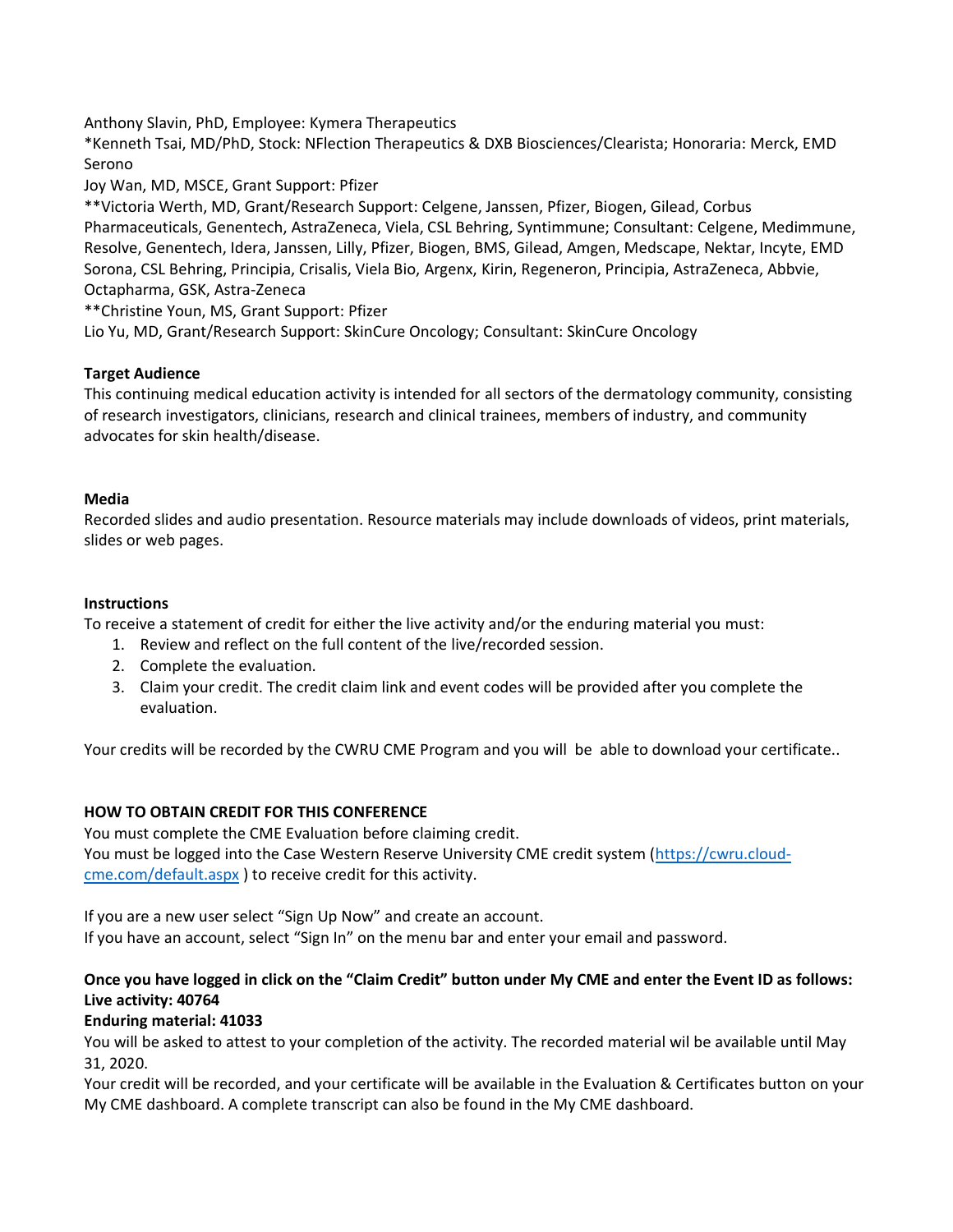Anthony Slavin, PhD, Employee: Kymera Therapeutics
*Kenneth Tsai, MD/PhD, Stock: NFlection Therapeutics & DXB Biosciences/Clearista; Honoraria: Merck, EMD Serono
Joy Wan, MD, MSCE, Grant Support: Pfizer
**Victoria Werth, MD, Grant/Research Support: Celgene, Janssen, Pfizer, Biogen, Gilead, Corbus Pharmaceuticals, Genentech, AstraZeneca, Viela, CSL Behring, Syntimmune; Consultant: Celgene, Medimmune, Resolve, Genentech, Idera, Janssen, Lilly, Pfizer, Biogen, BMS, Gilead, Amgen, Medscape, Nektar, Incyte, EMD Sorona, CSL Behring, Principia, Crisalis, Viela Bio, Argenx, Kirin, Regeneron, Principia, AstraZeneca, Abbvie, Octapharma, GSK, Astra-Zeneca
**Christine Youn, MS, Grant Support: Pfizer
Lio Yu, MD, Grant/Research Support: SkinCure Oncology; Consultant: SkinCure Oncology

**Target Audience**
This continuing medical education activity is intended for all sectors of the dermatology community, consisting of research investigators, clinicians, research and clinical trainees, members of industry, and community advocates for skin health/disease.

**Media**
Recorded slides and audio presentation. Resource materials may include downloads of videos, print materials, slides or web pages.

**Instructions**
To receive a statement of credit for either the live activity and/or the enduring material you must:

1. Review and reflect on the full content of the live/recorded session.
2. Complete the evaluation.
3. Claim your credit. The credit claim link and event codes will be provided after you complete the evaluation.

Your credits will be recorded by the CWRU CME Program and you will be able to download your certificate..

**HOW TO OBTAIN CREDIT FOR THIS CONFERENCE**
You must complete the CME Evaluation before claiming credit.
You must be logged into the Case Western Reserve University CME credit system ([https://cwru.cloud-cme.com/default.aspx](https://cwru.cloud-cme.com/default.aspx) ) to receive credit for this activity.

If you are a new user select "Sign Up Now" and create an account.
If you have an account, select "Sign In" on the menu bar and enter your email and password.

**Once you have logged in click on the "Claim Credit" button under My CME and enter the Event ID as follows:**
**Live activity: 40764**
**Enduring material: 41033**
You will be asked to attest to your completion of the activity. The recorded material wil be available until May 31, 2020.
Your credit will be recorded, and your certificate will be available in the Evaluation & Certificates button on your My CME dashboard. A complete transcript can also be found in the My CME dashboard.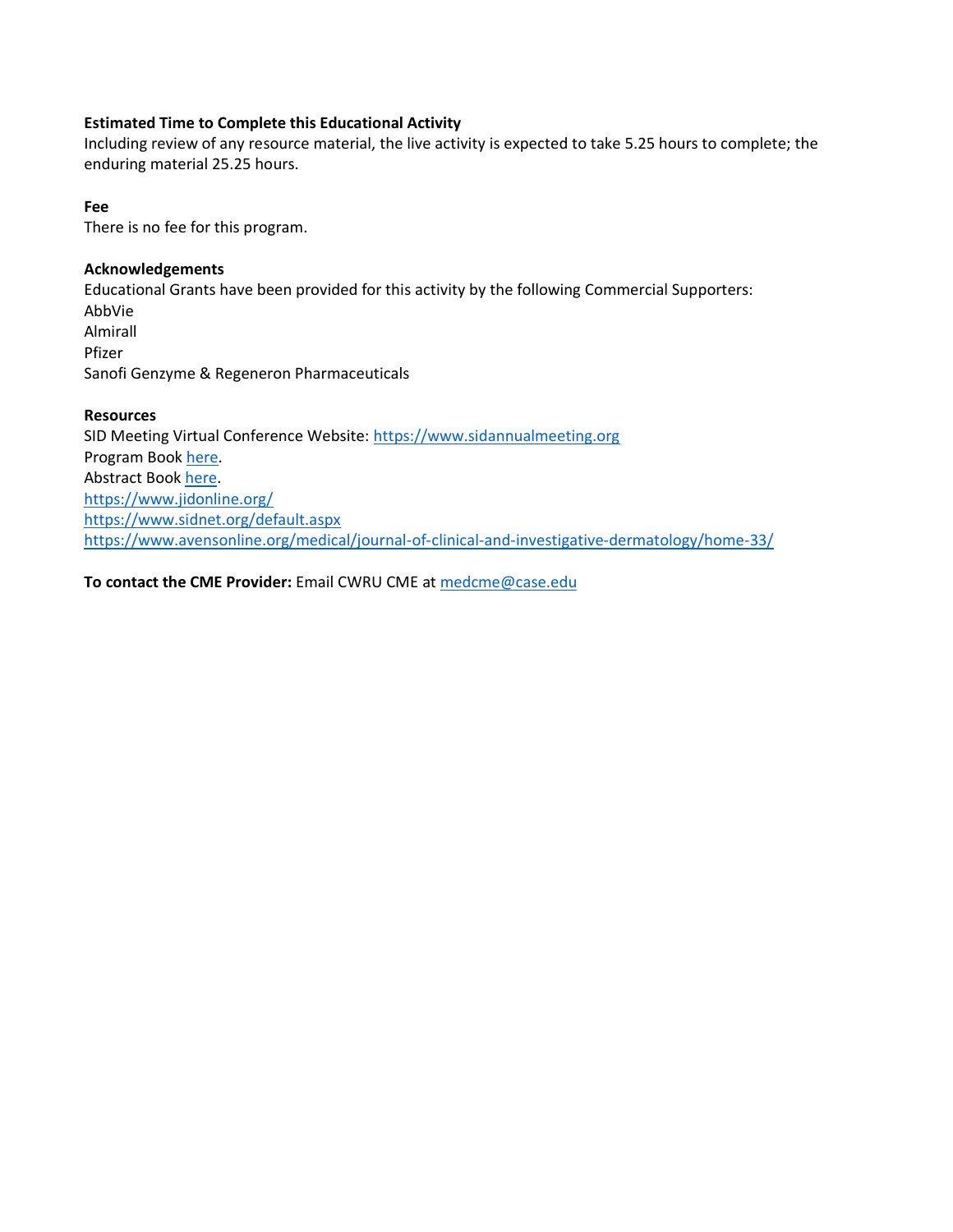**Estimated Time to Complete this Educational Activity**
Including review of any resource material, the live activity is expected to take 5.25 hours to complete; the enduring material 25.25 hours.

**Fee**
There is no fee for this program.

**Acknowledgements**
Educational Grants have been provided for this activity by the following Commercial Supporters:
AbbVie
Almirall
Pfizer
Sanofi Genzyme & Regeneron Pharmaceuticals

**Resources**
SID Meeting Virtual Conference Website: https://www.sidannualmeeting.org
Program Book here.
Abstract Book here.
https://www.jidonline.org/
https://www.sidnet.org/default.aspx
https://www.avensonline.org/medical/journal-of-clinical-and-investigative-dermatology/home-33/

**To contact the CME Provider:** Email CWRU CME at medcme@case.edu